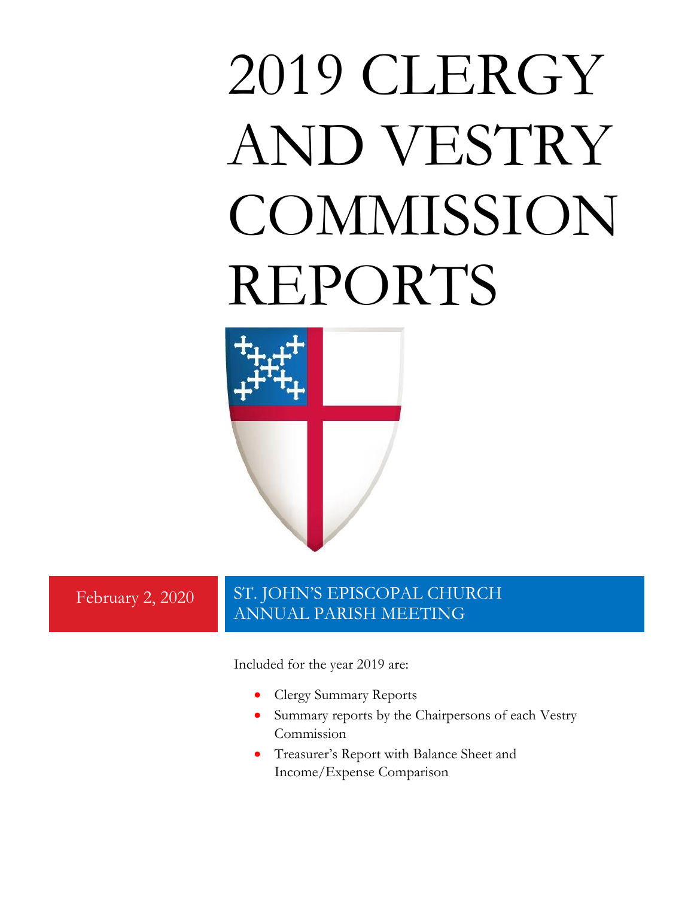# 2019 CLERGY AND VESTRY COMMISSION REPORTS

February 2, 2020

ST. JOHN'S EPISCOPAL CHURCH
ANNUAL PARISH MEETING

Included for the year 2019 are:

- Clergy Summary Reports
- Summary reports by the Chairpersons of each Vestry Commission
- Treasurer's Report with Balance Sheet and Income/Expense Comparison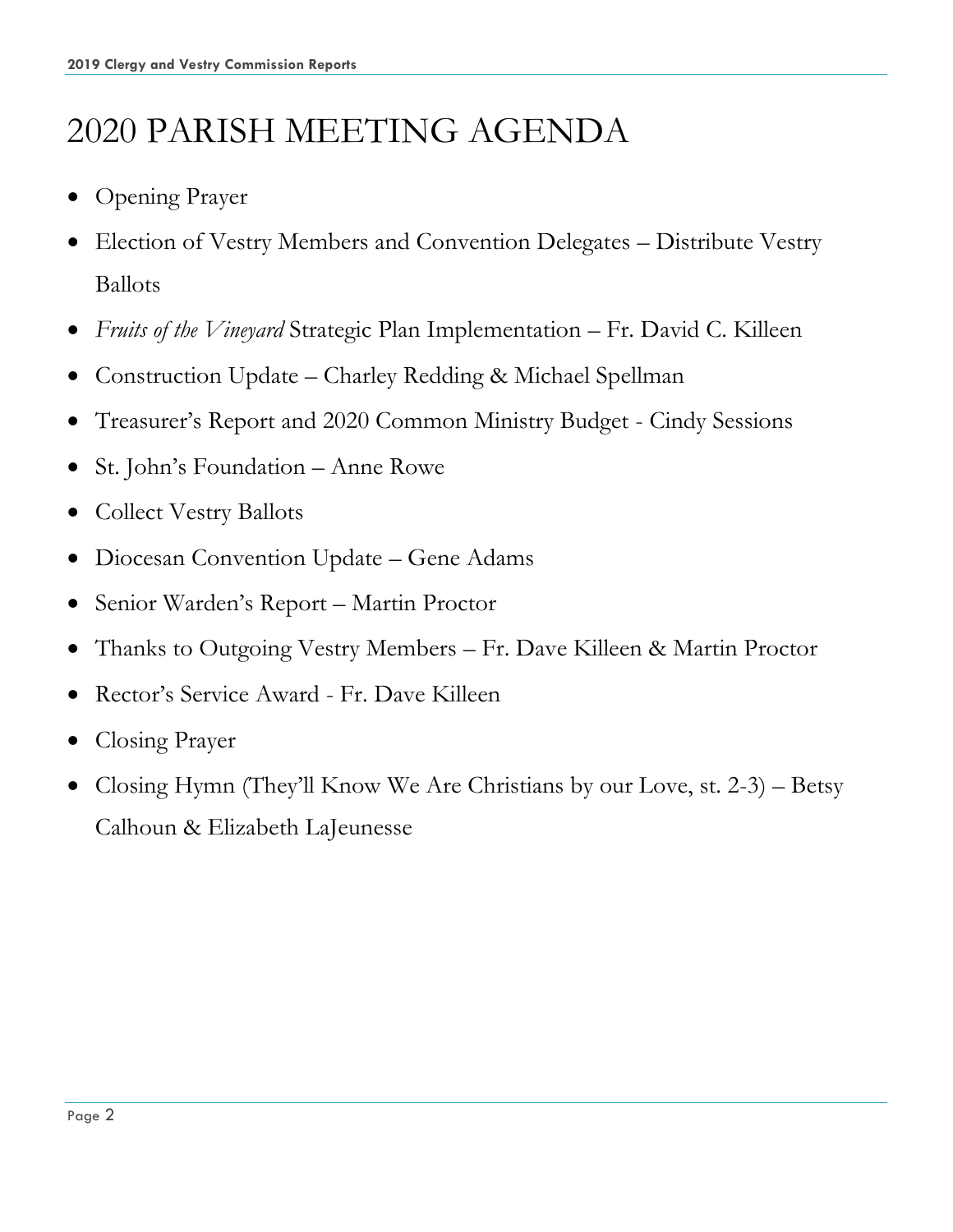# 2020 PARISH MEETING AGENDA

- Opening Prayer
- Election of Vestry Members and Convention Delegates – Distribute Vestry Ballots
- *Fruits of the Vineyard* Strategic Plan Implementation – Fr. David C. Killeen
- Construction Update – Charley Redding & Michael Spellman
- Treasurer's Report and 2020 Common Ministry Budget - Cindy Sessions
- St. John's Foundation – Anne Rowe
- Collect Vestry Ballots
- Diocesan Convention Update – Gene Adams
- Senior Warden's Report – Martin Proctor
- Thanks to Outgoing Vestry Members – Fr. Dave Killeen & Martin Proctor
- Rector's Service Award - Fr. Dave Killeen
- Closing Prayer
- Closing Hymn (They'll Know We Are Christians by our Love, st. 2-3) – Betsy Calhoun & Elizabeth LaJeunesse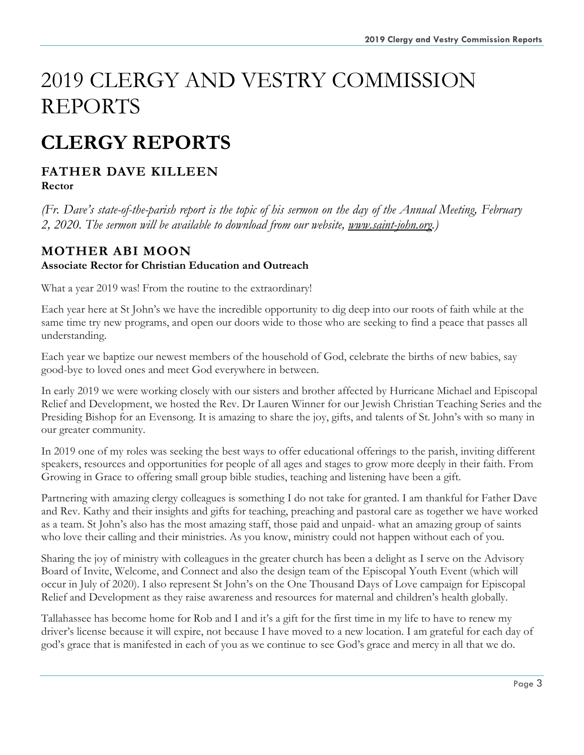# 2019 CLERGY AND VESTRY COMMISSION REPORTS

## CLERGY REPORTS

### FATHER DAVE KILLEEN

**Rector**

*(Fr. Dave's state-of-the-parish report is the topic of his sermon on the day of the Annual Meeting, February 2, 2020. The sermon will be available to download from our website, [www.saint-john.org](http://www.saint-john.org).)*

### MOTHER ABI MOON

**Associate Rector for Christian Education and Outreach**

What a year 2019 was! From the routine to the extraordinary!

Each year here at St John's we have the incredible opportunity to dig deep into our roots of faith while at the same time try new programs, and open our doors wide to those who are seeking to find a peace that passes all understanding.

Each year we baptize our newest members of the household of God, celebrate the births of new babies, say good-bye to loved ones and meet God everywhere in between.

In early 2019 we were working closely with our sisters and brother affected by Hurricane Michael and Episcopal Relief and Development, we hosted the Rev. Dr Lauren Winner for our Jewish Christian Teaching Series and the Presiding Bishop for an Evensong. It is amazing to share the joy, gifts, and talents of St. John's with so many in our greater community.

In 2019 one of my roles was seeking the best ways to offer educational offerings to the parish, inviting different speakers, resources and opportunities for people of all ages and stages to grow more deeply in their faith. From Growing in Grace to offering small group bible studies, teaching and listening have been a gift.

Partnering with amazing clergy colleagues is something I do not take for granted. I am thankful for Father Dave and Rev. Kathy and their insights and gifts for teaching, preaching and pastoral care as together we have worked as a team. St John's also has the most amazing staff, those paid and unpaid- what an amazing group of saints who love their calling and their ministries. As you know, ministry could not happen without each of you.

Sharing the joy of ministry with colleagues in the greater church has been a delight as I serve on the Advisory Board of Invite, Welcome, and Connect and also the design team of the Episcopal Youth Event (which will occur in July of 2020). I also represent St John's on the One Thousand Days of Love campaign for Episcopal Relief and Development as they raise awareness and resources for maternal and children's health globally.

Tallahassee has become home for Rob and I and it's a gift for the first time in my life to have to renew my driver's license because it will expire, not because I have moved to a new location. I am grateful for each day of god's grace that is manifested in each of you as we continue to see God's grace and mercy in all that we do.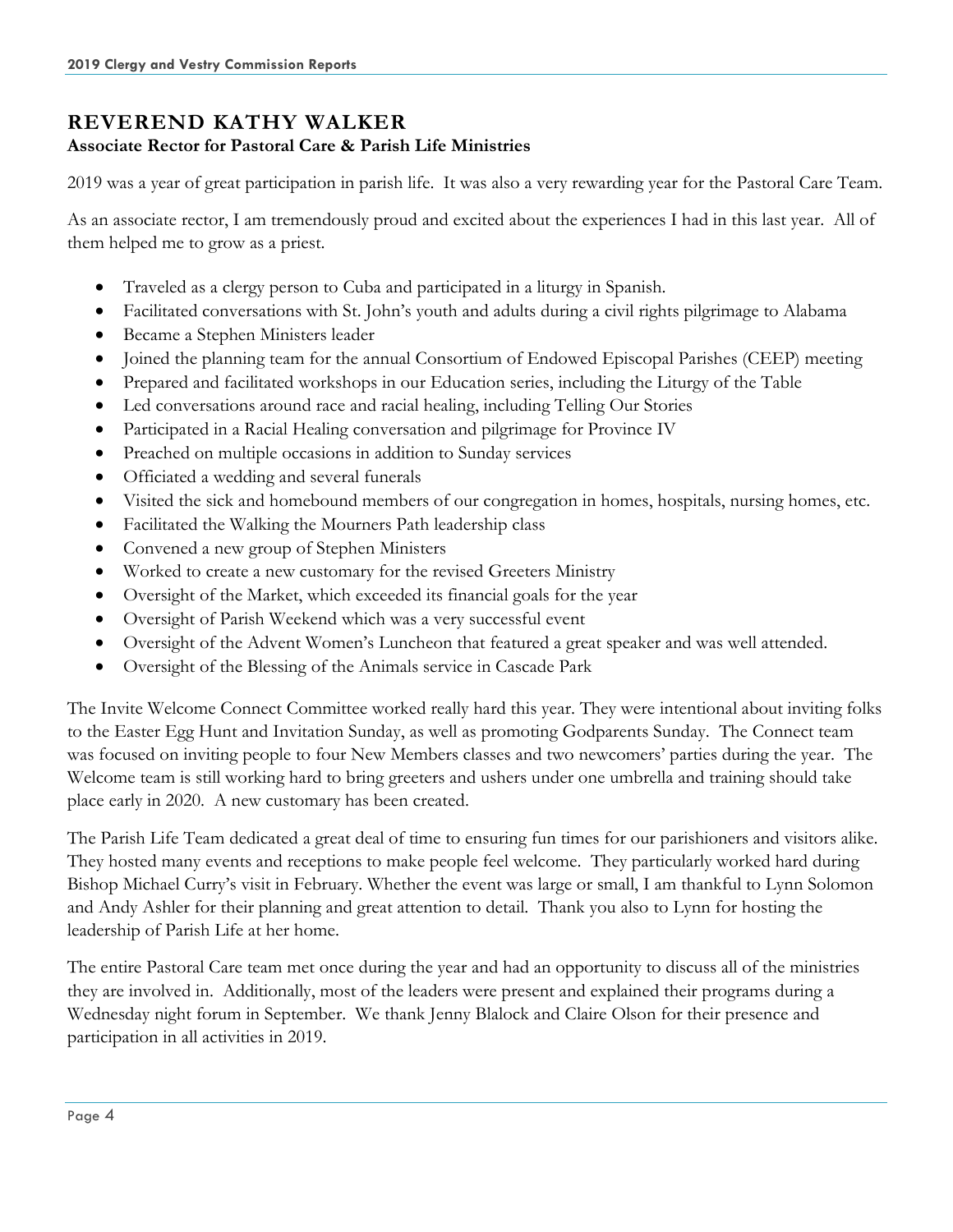## REVEREND KATHY WALKER

**Associate Rector for Pastoral Care & Parish Life Ministries**

2019 was a year of great participation in parish life. It was also a very rewarding year for the Pastoral Care Team.

As an associate rector, I am tremendously proud and excited about the experiences I had in this last year. All of them helped me to grow as a priest.

- Traveled as a clergy person to Cuba and participated in a liturgy in Spanish.
- Facilitated conversations with St. John's youth and adults during a civil rights pilgrimage to Alabama
- Became a Stephen Ministers leader
- Joined the planning team for the annual Consortium of Endowed Episcopal Parishes (CEEP) meeting
- Prepared and facilitated workshops in our Education series, including the Liturgy of the Table
- Led conversations around race and racial healing, including Telling Our Stories
- Participated in a Racial Healing conversation and pilgrimage for Province IV
- Preached on multiple occasions in addition to Sunday services
- Officiated a wedding and several funerals
- Visited the sick and homebound members of our congregation in homes, hospitals, nursing homes, etc.
- Facilitated the Walking the Mourners Path leadership class
- Convened a new group of Stephen Ministers
- Worked to create a new customary for the revised Greeters Ministry
- Oversight of the Market, which exceeded its financial goals for the year
- Oversight of Parish Weekend which was a very successful event
- Oversight of the Advent Women's Luncheon that featured a great speaker and was well attended.
- Oversight of the Blessing of the Animals service in Cascade Park

The Invite Welcome Connect Committee worked really hard this year. They were intentional about inviting folks to the Easter Egg Hunt and Invitation Sunday, as well as promoting Godparents Sunday. The Connect team was focused on inviting people to four New Members classes and two newcomers' parties during the year. The Welcome team is still working hard to bring greeters and ushers under one umbrella and training should take place early in 2020. A new customary has been created.

The Parish Life Team dedicated a great deal of time to ensuring fun times for our parishioners and visitors alike. They hosted many events and receptions to make people feel welcome. They particularly worked hard during Bishop Michael Curry's visit in February. Whether the event was large or small, I am thankful to Lynn Solomon and Andy Ashler for their planning and great attention to detail. Thank you also to Lynn for hosting the leadership of Parish Life at her home.

The entire Pastoral Care team met once during the year and had an opportunity to discuss all of the ministries they are involved in. Additionally, most of the leaders were present and explained their programs during a Wednesday night forum in September. We thank Jenny Blalock and Claire Olson for their presence and participation in all activities in 2019.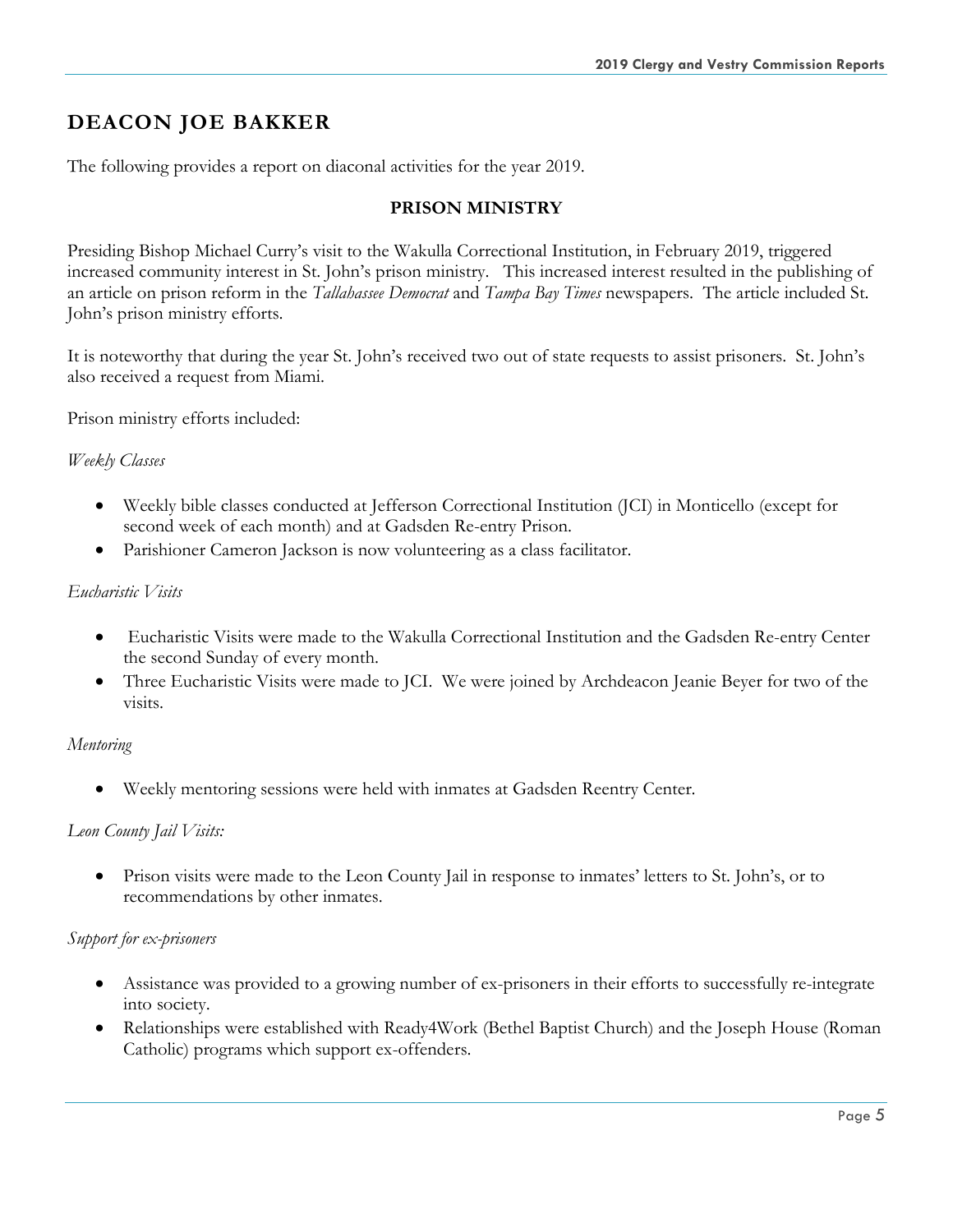## DEACON JOE BAKKER

The following provides a report on diaconal activities for the year 2019.

### PRISON MINISTRY

Presiding Bishop Michael Curry's visit to the Wakulla Correctional Institution, in February 2019, triggered increased community interest in St. John's prison ministry. This increased interest resulted in the publishing of an article on prison reform in the *Tallahassee Democrat* and *Tampa Bay Times* newspapers. The article included St. John's prison ministry efforts.

It is noteworthy that during the year St. John's received two out of state requests to assist prisoners. St. John's also received a request from Miami.

Prison ministry efforts included:

*Weekly Classes*

- Weekly bible classes conducted at Jefferson Correctional Institution (JCI) in Monticello (except for second week of each month) and at Gadsden Re-entry Prison.
- Parishioner Cameron Jackson is now volunteering as a class facilitator.

*Eucharistic Visits*

- Eucharistic Visits were made to the Wakulla Correctional Institution and the Gadsden Re-entry Center the second Sunday of every month.
- Three Eucharistic Visits were made to JCI. We were joined by Archdeacon Jeanie Beyer for two of the visits.

*Mentoring*

- Weekly mentoring sessions were held with inmates at Gadsden Reentry Center.

*Leon County Jail Visits:*

- Prison visits were made to the Leon County Jail in response to inmates' letters to St. John's, or to recommendations by other inmates.

*Support for ex-prisoners*

- Assistance was provided to a growing number of ex-prisoners in their efforts to successfully re-integrate into society.
- Relationships were established with Ready4Work (Bethel Baptist Church) and the Joseph House (Roman Catholic) programs which support ex-offenders.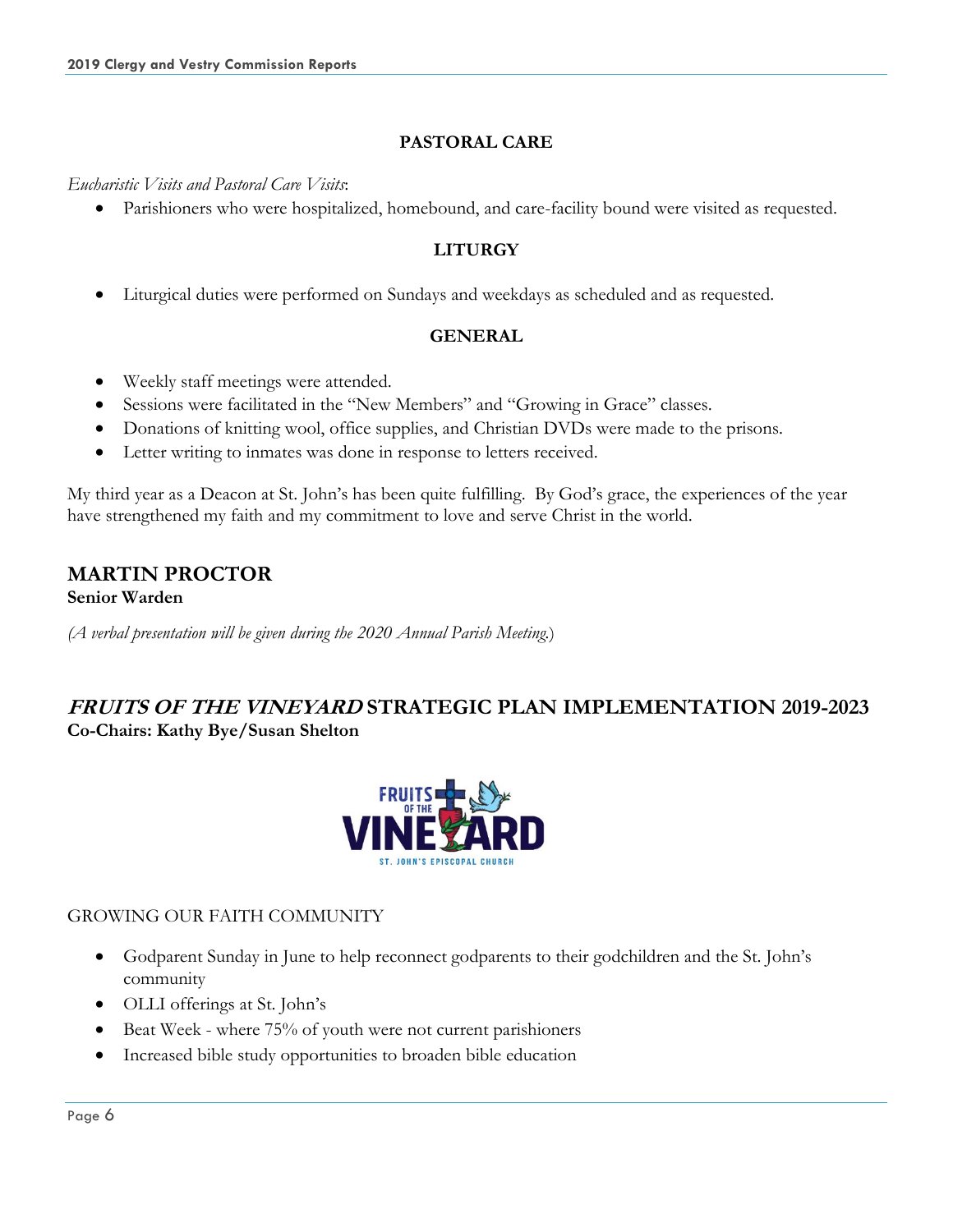### PASTORAL CARE

*Eucharistic Visits and Pastoral Care Visits*:

- Parishioners who were hospitalized, homebound, and care-facility bound were visited as requested.

### LITURGY

- Liturgical duties were performed on Sundays and weekdays as scheduled and as requested.

### GENERAL

- Weekly staff meetings were attended.
- Sessions were facilitated in the "New Members" and "Growing in Grace" classes.
- Donations of knitting wool, office supplies, and Christian DVDs were made to the prisons.
- Letter writing to inmates was done in response to letters received.

My third year as a Deacon at St. John's has been quite fulfilling. By God's grace, the experiences of the year have strengthened my faith and my commitment to love and serve Christ in the world.

## MARTIN PROCTOR

**Senior Warden**

*(A verbal presentation will be given during the 2020 Annual Parish Meeting.)*

## *FRUITS OF THE VINEYARD* STRATEGIC PLAN IMPLEMENTATION 2019-2023

**Co-Chairs: Kathy Bye/Susan Shelton**

FRUITS OF THE VINEYARD
ST. JOHN'S EPISCOPAL CHURCH

GROWING OUR FAITH COMMUNITY

- Godparent Sunday in June to help reconnect godparents to their godchildren and the St. John's community
- OLLI offerings at St. John's
- Beat Week - where 75% of youth were not current parishioners
- Increased bible study opportunities to broaden bible education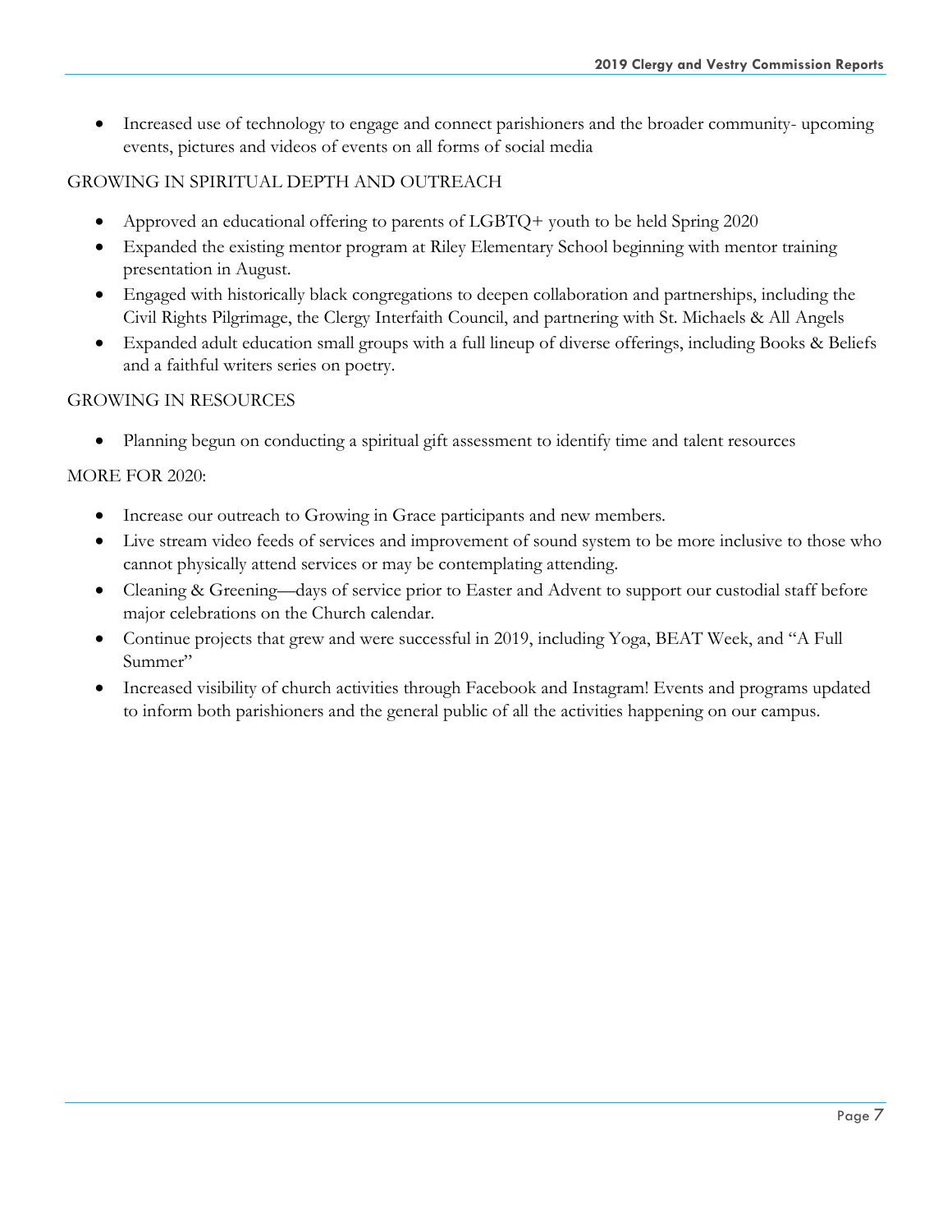- Increased use of technology to engage and connect parishioners and the broader community- upcoming events, pictures and videos of events on all forms of social media

GROWING IN SPIRITUAL DEPTH AND OUTREACH

- Approved an educational offering to parents of LGBTQ+ youth to be held Spring 2020
- Expanded the existing mentor program at Riley Elementary School beginning with mentor training presentation in August.
- Engaged with historically black congregations to deepen collaboration and partnerships, including the Civil Rights Pilgrimage, the Clergy Interfaith Council, and partnering with St. Michaels & All Angels
- Expanded adult education small groups with a full lineup of diverse offerings, including Books & Beliefs and a faithful writers series on poetry.

GROWING IN RESOURCES

- Planning begun on conducting a spiritual gift assessment to identify time and talent resources

MORE FOR 2020:

- Increase our outreach to Growing in Grace participants and new members.
- Live stream video feeds of services and improvement of sound system to be more inclusive to those who cannot physically attend services or may be contemplating attending.
- Cleaning & Greening—days of service prior to Easter and Advent to support our custodial staff before major celebrations on the Church calendar.
- Continue projects that grew and were successful in 2019, including Yoga, BEAT Week, and "A Full Summer"
- Increased visibility of church activities through Facebook and Instagram! Events and programs updated to inform both parishioners and the general public of all the activities happening on our campus.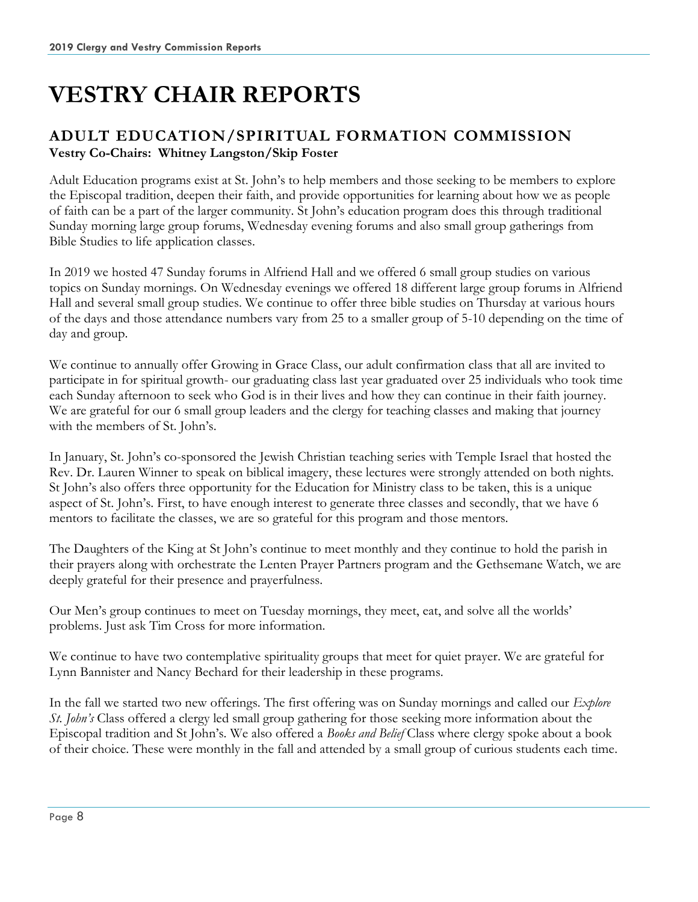# VESTRY CHAIR REPORTS

## ADULT EDUCATION/SPIRITUAL FORMATION COMMISSION

**Vestry Co-Chairs: Whitney Langston/Skip Foster**

Adult Education programs exist at St. John's to help members and those seeking to be members to explore the Episcopal tradition, deepen their faith, and provide opportunities for learning about how we as people of faith can be a part of the larger community. St John's education program does this through traditional Sunday morning large group forums, Wednesday evening forums and also small group gatherings from Bible Studies to life application classes.

In 2019 we hosted 47 Sunday forums in Alfriend Hall and we offered 6 small group studies on various topics on Sunday mornings. On Wednesday evenings we offered 18 different large group forums in Alfriend Hall and several small group studies. We continue to offer three bible studies on Thursday at various hours of the days and those attendance numbers vary from 25 to a smaller group of 5-10 depending on the time of day and group.

We continue to annually offer Growing in Grace Class, our adult confirmation class that all are invited to participate in for spiritual growth- our graduating class last year graduated over 25 individuals who took time each Sunday afternoon to seek who God is in their lives and how they can continue in their faith journey. We are grateful for our 6 small group leaders and the clergy for teaching classes and making that journey with the members of St. John's.

In January, St. John's co-sponsored the Jewish Christian teaching series with Temple Israel that hosted the Rev. Dr. Lauren Winner to speak on biblical imagery, these lectures were strongly attended on both nights. St John's also offers three opportunity for the Education for Ministry class to be taken, this is a unique aspect of St. John's. First, to have enough interest to generate three classes and secondly, that we have 6 mentors to facilitate the classes, we are so grateful for this program and those mentors.

The Daughters of the King at St John's continue to meet monthly and they continue to hold the parish in their prayers along with orchestrate the Lenten Prayer Partners program and the Gethsemane Watch, we are deeply grateful for their presence and prayerfulness.

Our Men's group continues to meet on Tuesday mornings, they meet, eat, and solve all the worlds' problems. Just ask Tim Cross for more information.

We continue to have two contemplative spirituality groups that meet for quiet prayer. We are grateful for Lynn Bannister and Nancy Bechard for their leadership in these programs.

In the fall we started two new offerings. The first offering was on Sunday mornings and called our *Explore St. John's* Class offered a clergy led small group gathering for those seeking more information about the Episcopal tradition and St John's. We also offered a *Books and Belief* Class where clergy spoke about a book of their choice. These were monthly in the fall and attended by a small group of curious students each time.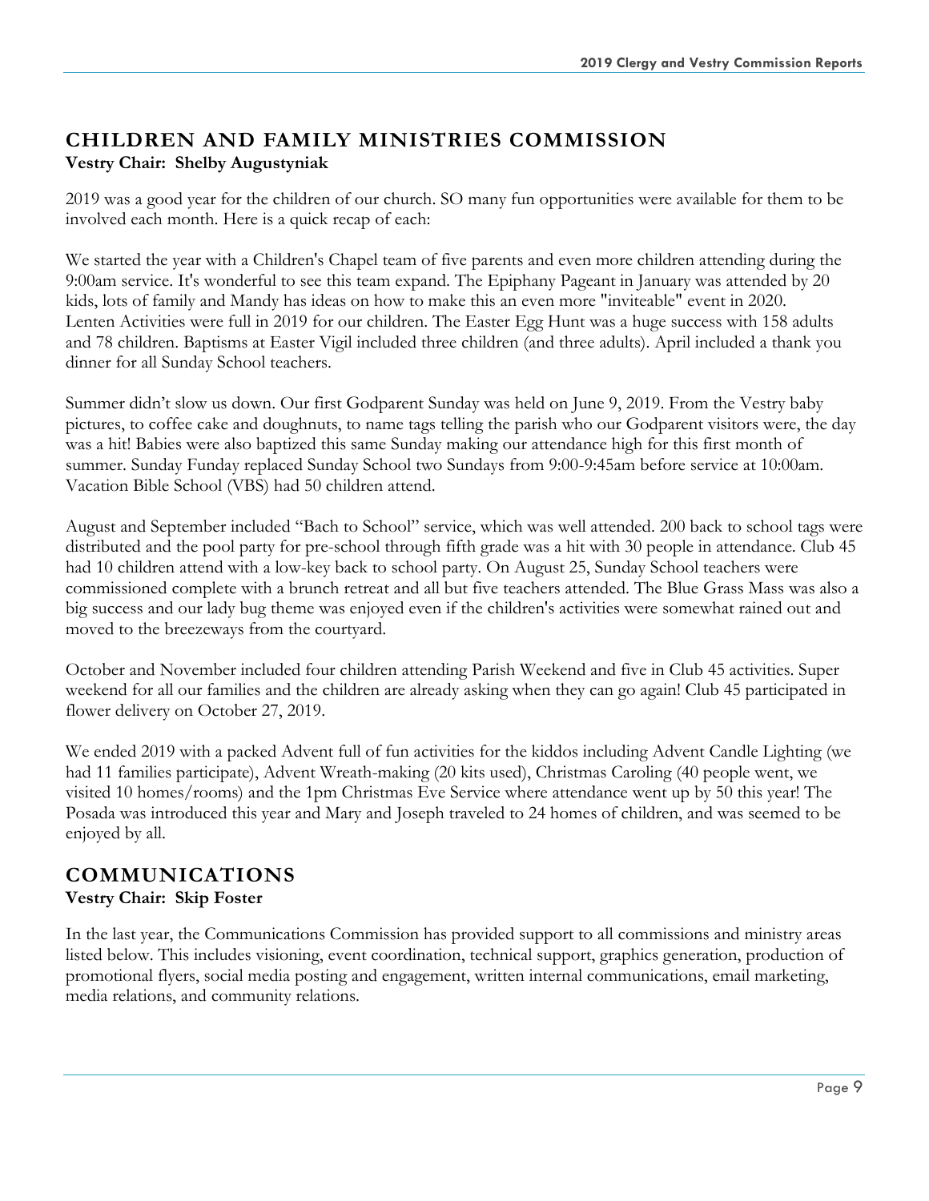## CHILDREN AND FAMILY MINISTRIES COMMISSION

**Vestry Chair: Shelby Augustyniak**

2019 was a good year for the children of our church. SO many fun opportunities were available for them to be involved each month. Here is a quick recap of each:

We started the year with a Children's Chapel team of five parents and even more children attending during the 9:00am service. It's wonderful to see this team expand. The Epiphany Pageant in January was attended by 20 kids, lots of family and Mandy has ideas on how to make this an even more "inviteable" event in 2020. Lenten Activities were full in 2019 for our children. The Easter Egg Hunt was a huge success with 158 adults and 78 children. Baptisms at Easter Vigil included three children (and three adults). April included a thank you dinner for all Sunday School teachers.

Summer didn't slow us down. Our first Godparent Sunday was held on June 9, 2019. From the Vestry baby pictures, to coffee cake and doughnuts, to name tags telling the parish who our Godparent visitors were, the day was a hit! Babies were also baptized this same Sunday making our attendance high for this first month of summer. Sunday Funday replaced Sunday School two Sundays from 9:00-9:45am before service at 10:00am. Vacation Bible School (VBS) had 50 children attend.

August and September included "Bach to School" service, which was well attended. 200 back to school tags were distributed and the pool party for pre-school through fifth grade was a hit with 30 people in attendance. Club 45 had 10 children attend with a low-key back to school party. On August 25, Sunday School teachers were commissioned complete with a brunch retreat and all but five teachers attended. The Blue Grass Mass was also a big success and our lady bug theme was enjoyed even if the children's activities were somewhat rained out and moved to the breezeways from the courtyard.

October and November included four children attending Parish Weekend and five in Club 45 activities. Super weekend for all our families and the children are already asking when they can go again! Club 45 participated in flower delivery on October 27, 2019.

We ended 2019 with a packed Advent full of fun activities for the kiddos including Advent Candle Lighting (we had 11 families participate), Advent Wreath-making (20 kits used), Christmas Caroling (40 people went, we visited 10 homes/rooms) and the 1pm Christmas Eve Service where attendance went up by 50 this year! The Posada was introduced this year and Mary and Joseph traveled to 24 homes of children, and was seemed to be enjoyed by all.

## COMMUNICATIONS

**Vestry Chair: Skip Foster**

In the last year, the Communications Commission has provided support to all commissions and ministry areas listed below. This includes visioning, event coordination, technical support, graphics generation, production of promotional flyers, social media posting and engagement, written internal communications, email marketing, media relations, and community relations.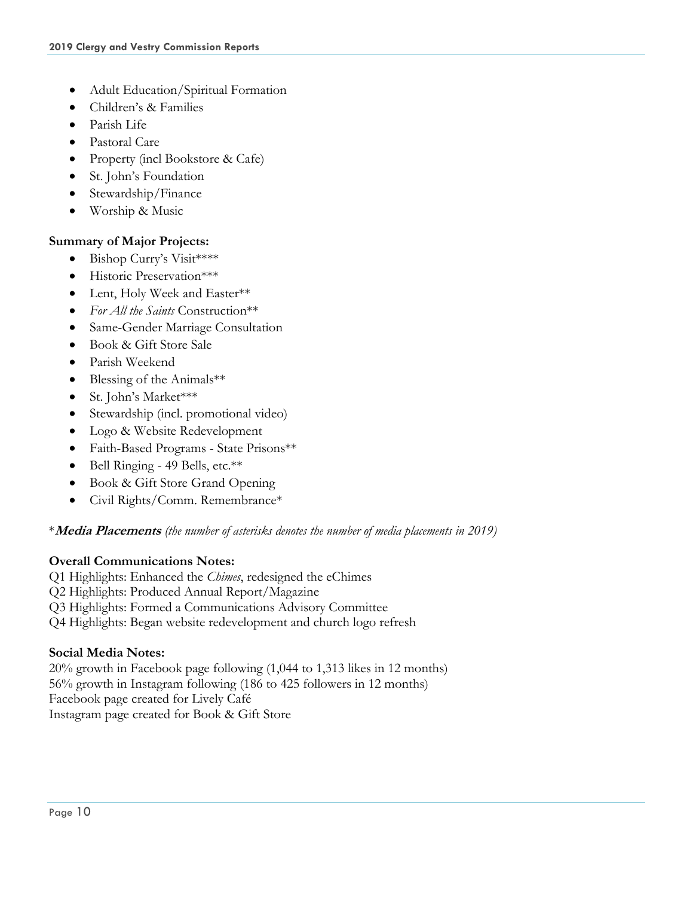- Adult Education/Spiritual Formation
- Children's & Families
- Parish Life
- Pastoral Care
- Property (incl Bookstore & Cafe)
- St. John's Foundation
- Stewardship/Finance
- Worship & Music

**Summary of Major Projects:**

- Bishop Curry's Visit****
- Historic Preservation***
- Lent, Holy Week and Easter**
- *For All the Saints* Construction**
- Same-Gender Marriage Consultation
- Book & Gift Store Sale
- Parish Weekend
- Blessing of the Animals**
- St. John's Market***
- Stewardship (incl. promotional video)
- Logo & Website Redevelopment
- Faith-Based Programs - State Prisons**
- Bell Ringing - 49 Bells, etc.**
- Book & Gift Store Grand Opening
- Civil Rights/Comm. Remembrance*

****Media Placements*** *(the number of asterisks denotes the number of media placements in 2019)*

**Overall Communications Notes:**

Q1 Highlights: Enhanced the *Chimes*, redesigned the eChimes
Q2 Highlights: Produced Annual Report/Magazine
Q3 Highlights: Formed a Communications Advisory Committee
Q4 Highlights: Began website redevelopment and church logo refresh

**Social Media Notes:**

20% growth in Facebook page following (1,044 to 1,313 likes in 12 months)
56% growth in Instagram following (186 to 425 followers in 12 months)
Facebook page created for Lively Café
Instagram page created for Book & Gift Store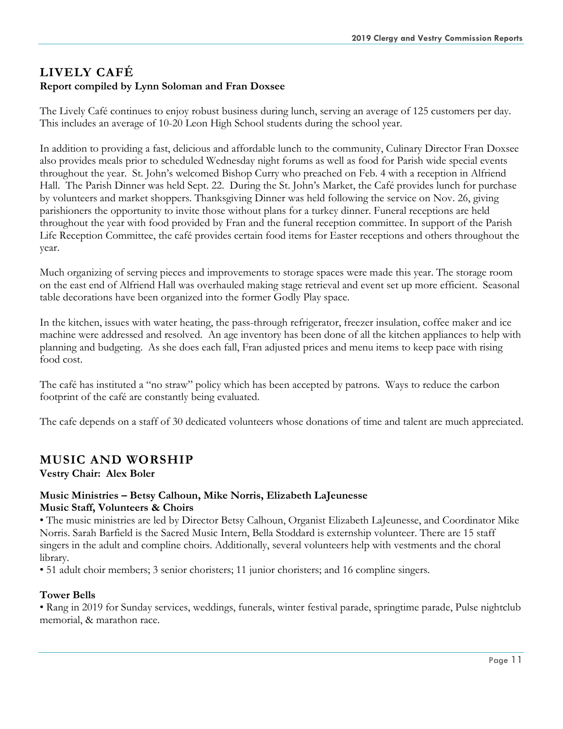## LIVELY CAFÉ

**Report compiled by Lynn Soloman and Fran Doxsee**

The Lively Café continues to enjoy robust business during lunch, serving an average of 125 customers per day. This includes an average of 10-20 Leon High School students during the school year.

In addition to providing a fast, delicious and affordable lunch to the community, Culinary Director Fran Doxsee also provides meals prior to scheduled Wednesday night forums as well as food for Parish wide special events throughout the year. St. John's welcomed Bishop Curry who preached on Feb. 4 with a reception in Alfriend Hall. The Parish Dinner was held Sept. 22. During the St. John's Market, the Café provides lunch for purchase by volunteers and market shoppers. Thanksgiving Dinner was held following the service on Nov. 26, giving parishioners the opportunity to invite those without plans for a turkey dinner. Funeral receptions are held throughout the year with food provided by Fran and the funeral reception committee. In support of the Parish Life Reception Committee, the café provides certain food items for Easter receptions and others throughout the year.

Much organizing of serving pieces and improvements to storage spaces were made this year. The storage room on the east end of Alfriend Hall was overhauled making stage retrieval and event set up more efficient. Seasonal table decorations have been organized into the former Godly Play space.

In the kitchen, issues with water heating, the pass-through refrigerator, freezer insulation, coffee maker and ice machine were addressed and resolved. An age inventory has been done of all the kitchen appliances to help with planning and budgeting. As she does each fall, Fran adjusted prices and menu items to keep pace with rising food cost.

The café has instituted a "no straw" policy which has been accepted by patrons. Ways to reduce the carbon footprint of the café are constantly being evaluated.

The cafe depends on a staff of 30 dedicated volunteers whose donations of time and talent are much appreciated.

## MUSIC AND WORSHIP

**Vestry Chair: Alex Boler**

### Music Ministries – Betsy Calhoun, Mike Norris, Elizabeth LaJeunesse

**Music Staff, Volunteers & Choirs**

- The music ministries are led by Director Betsy Calhoun, Organist Elizabeth LaJeunesse, and Coordinator Mike Norris. Sarah Barfield is the Sacred Music Intern, Bella Stoddard is externship volunteer. There are 15 staff singers in the adult and compline choirs. Additionally, several volunteers help with vestments and the choral library.
- 51 adult choir members; 3 senior choristers; 11 junior choristers; and 16 compline singers.

**Tower Bells**

- Rang in 2019 for Sunday services, weddings, funerals, winter festival parade, springtime parade, Pulse nightclub memorial, & marathon race.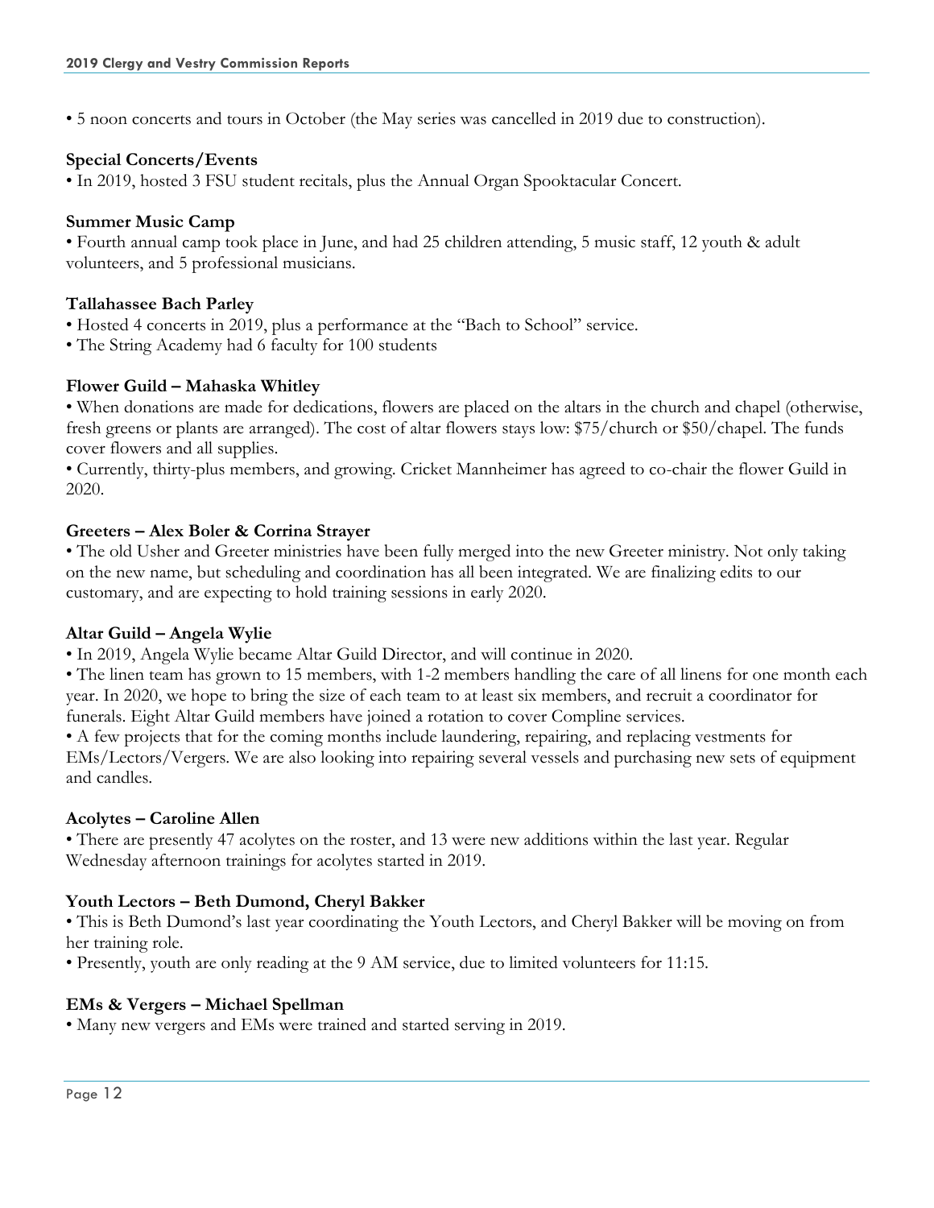• 5 noon concerts and tours in October (the May series was cancelled in 2019 due to construction).

**Special Concerts/Events**

• In 2019, hosted 3 FSU student recitals, plus the Annual Organ Spooktacular Concert.

**Summer Music Camp**

• Fourth annual camp took place in June, and had 25 children attending, 5 music staff, 12 youth & adult volunteers, and 5 professional musicians.

**Tallahassee Bach Parley**

• Hosted 4 concerts in 2019, plus a performance at the "Bach to School" service.
• The String Academy had 6 faculty for 100 students

**Flower Guild – Mahaska Whitley**

• When donations are made for dedications, flowers are placed on the altars in the church and chapel (otherwise, fresh greens or plants are arranged). The cost of altar flowers stays low: $75/church or $50/chapel. The funds cover flowers and all supplies.
• Currently, thirty-plus members, and growing. Cricket Mannheimer has agreed to co-chair the flower Guild in 2020.

**Greeters – Alex Boler & Corrina Strayer**

• The old Usher and Greeter ministries have been fully merged into the new Greeter ministry. Not only taking on the new name, but scheduling and coordination has all been integrated. We are finalizing edits to our customary, and are expecting to hold training sessions in early 2020.

**Altar Guild – Angela Wylie**

• In 2019, Angela Wylie became Altar Guild Director, and will continue in 2020.
• The linen team has grown to 15 members, with 1-2 members handling the care of all linens for one month each year. In 2020, we hope to bring the size of each team to at least six members, and recruit a coordinator for funerals. Eight Altar Guild members have joined a rotation to cover Compline services.
• A few projects that for the coming months include laundering, repairing, and replacing vestments for EMs/Lectors/Vergers. We are also looking into repairing several vessels and purchasing new sets of equipment and candles.

**Acolytes – Caroline Allen**

• There are presently 47 acolytes on the roster, and 13 were new additions within the last year. Regular Wednesday afternoon trainings for acolytes started in 2019.

**Youth Lectors – Beth Dumond, Cheryl Bakker**

• This is Beth Dumond's last year coordinating the Youth Lectors, and Cheryl Bakker will be moving on from her training role.
• Presently, youth are only reading at the 9 AM service, due to limited volunteers for 11:15.

**EMs & Vergers – Michael Spellman**

• Many new vergers and EMs were trained and started serving in 2019.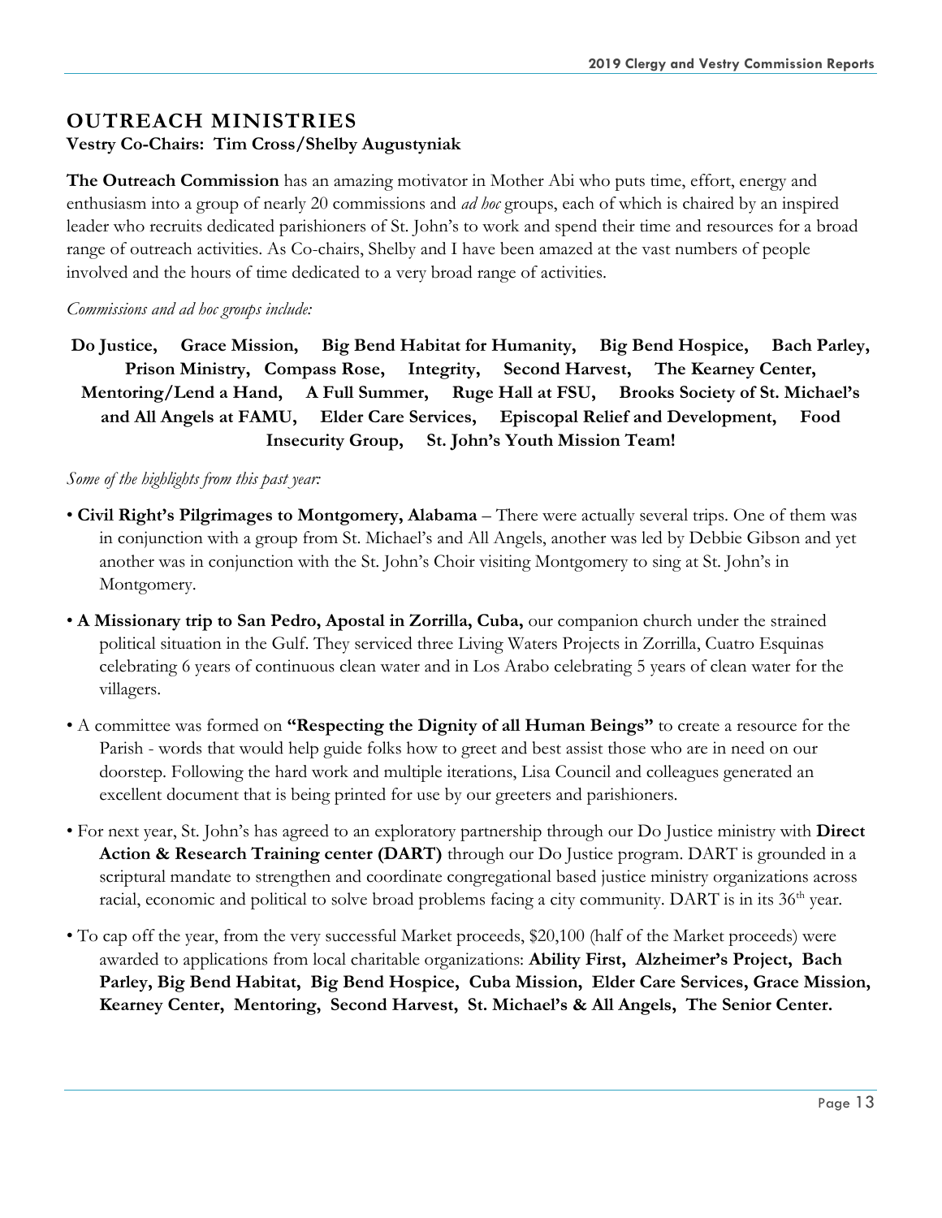## OUTREACH MINISTRIES

**Vestry Co-Chairs: Tim Cross/Shelby Augustyniak**

**The Outreach Commission** has an amazing motivator in Mother Abi who puts time, effort, energy and enthusiasm into a group of nearly 20 commissions and *ad hoc* groups, each of which is chaired by an inspired leader who recruits dedicated parishioners of St. John's to work and spend their time and resources for a broad range of outreach activities. As Co-chairs, Shelby and I have been amazed at the vast numbers of people involved and the hours of time dedicated to a very broad range of activities.

*Commissions and ad hoc groups include:*

**Do Justice, Grace Mission, Big Bend Habitat for Humanity, Big Bend Hospice, Bach Parley, Prison Ministry, Compass Rose, Integrity, Second Harvest, The Kearney Center, Mentoring/Lend a Hand, A Full Summer, Ruge Hall at FSU, Brooks Society of St. Michael's and All Angels at FAMU, Elder Care Services, Episcopal Relief and Development, Food Insecurity Group, St. John's Youth Mission Team!**

*Some of the highlights from this past year:*

- **Civil Right's Pilgrimages to Montgomery, Alabama** – There were actually several trips. One of them was in conjunction with a group from St. Michael's and All Angels, another was led by Debbie Gibson and yet another was in conjunction with the St. John's Choir visiting Montgomery to sing at St. John's in Montgomery.
- **A Missionary trip to San Pedro, Apostal in Zorrilla, Cuba,** our companion church under the strained political situation in the Gulf. They serviced three Living Waters Projects in Zorrilla, Cuatro Esquinas celebrating 6 years of continuous clean water and in Los Arabo celebrating 5 years of clean water for the villagers.
- A committee was formed on **"Respecting the Dignity of all Human Beings"** to create a resource for the Parish - words that would help guide folks how to greet and best assist those who are in need on our doorstep. Following the hard work and multiple iterations, Lisa Council and colleagues generated an excellent document that is being printed for use by our greeters and parishioners.
- For next year, St. John's has agreed to an exploratory partnership through our Do Justice ministry with **Direct Action & Research Training center (DART)** through our Do Justice program. DART is grounded in a scriptural mandate to strengthen and coordinate congregational based justice ministry organizations across racial, economic and political to solve broad problems facing a city community. DART is in its 36th year.
- To cap off the year, from the very successful Market proceeds, $20,100 (half of the Market proceeds) were awarded to applications from local charitable organizations: **Ability First, Alzheimer's Project, Bach Parley, Big Bend Habitat, Big Bend Hospice, Cuba Mission, Elder Care Services, Grace Mission, Kearney Center, Mentoring, Second Harvest, St. Michael's & All Angels, The Senior Center.**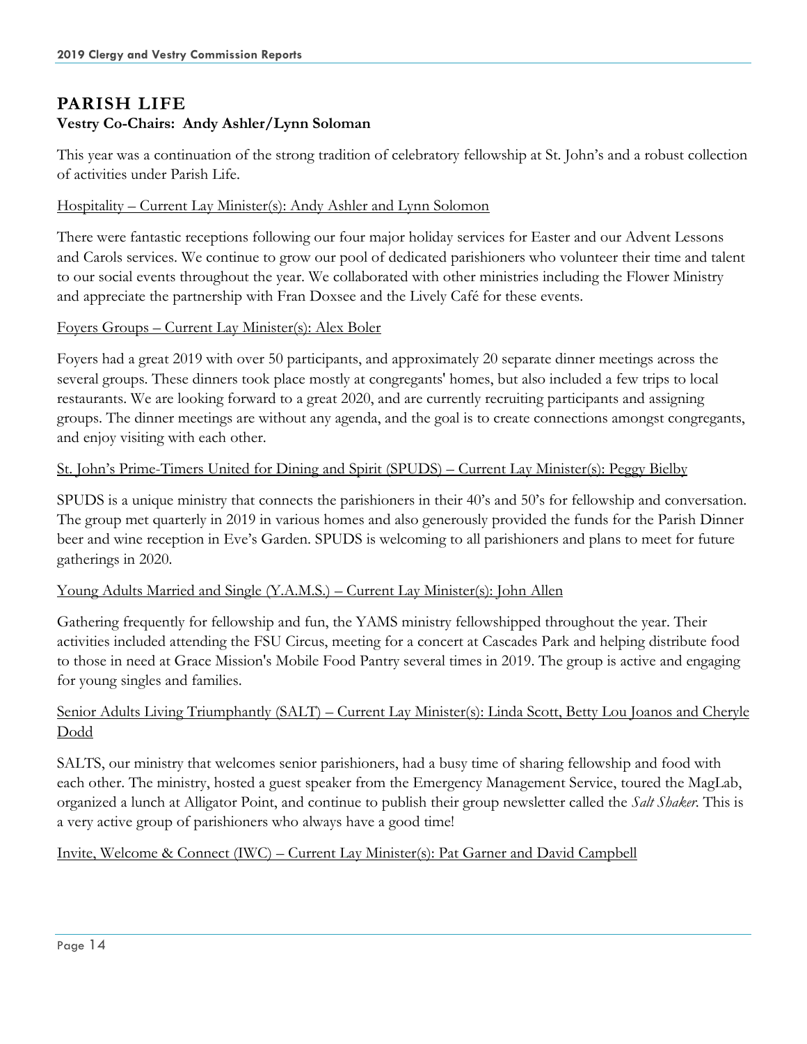## PARISH LIFE

**Vestry Co-Chairs: Andy Ashler/Lynn Soloman**

This year was a continuation of the strong tradition of celebratory fellowship at St. John's and a robust collection of activities under Parish Life.

Hospitality – Current Lay Minister(s): Andy Ashler and Lynn Solomon

There were fantastic receptions following our four major holiday services for Easter and our Advent Lessons and Carols services. We continue to grow our pool of dedicated parishioners who volunteer their time and talent to our social events throughout the year. We collaborated with other ministries including the Flower Ministry and appreciate the partnership with Fran Doxsee and the Lively Café for these events.

Foyers Groups – Current Lay Minister(s): Alex Boler

Foyers had a great 2019 with over 50 participants, and approximately 20 separate dinner meetings across the several groups. These dinners took place mostly at congregants' homes, but also included a few trips to local restaurants. We are looking forward to a great 2020, and are currently recruiting participants and assigning groups. The dinner meetings are without any agenda, and the goal is to create connections amongst congregants, and enjoy visiting with each other.

St. John's Prime-Timers United for Dining and Spirit (SPUDS) – Current Lay Minister(s): Peggy Bielby

SPUDS is a unique ministry that connects the parishioners in their 40's and 50's for fellowship and conversation. The group met quarterly in 2019 in various homes and also generously provided the funds for the Parish Dinner beer and wine reception in Eve's Garden. SPUDS is welcoming to all parishioners and plans to meet for future gatherings in 2020.

Young Adults Married and Single (Y.A.M.S.) – Current Lay Minister(s): John Allen

Gathering frequently for fellowship and fun, the YAMS ministry fellowshipped throughout the year. Their activities included attending the FSU Circus, meeting for a concert at Cascades Park and helping distribute food to those in need at Grace Mission's Mobile Food Pantry several times in 2019. The group is active and engaging for young singles and families.

Senior Adults Living Triumphantly (SALT) – Current Lay Minister(s): Linda Scott, Betty Lou Joanos and Cheryle Dodd

SALTS, our ministry that welcomes senior parishioners, had a busy time of sharing fellowship and food with each other. The ministry, hosted a guest speaker from the Emergency Management Service, toured the MagLab, organized a lunch at Alligator Point, and continue to publish their group newsletter called the *Salt Shaker*. This is a very active group of parishioners who always have a good time!

Invite, Welcome & Connect (IWC) – Current Lay Minister(s): Pat Garner and David Campbell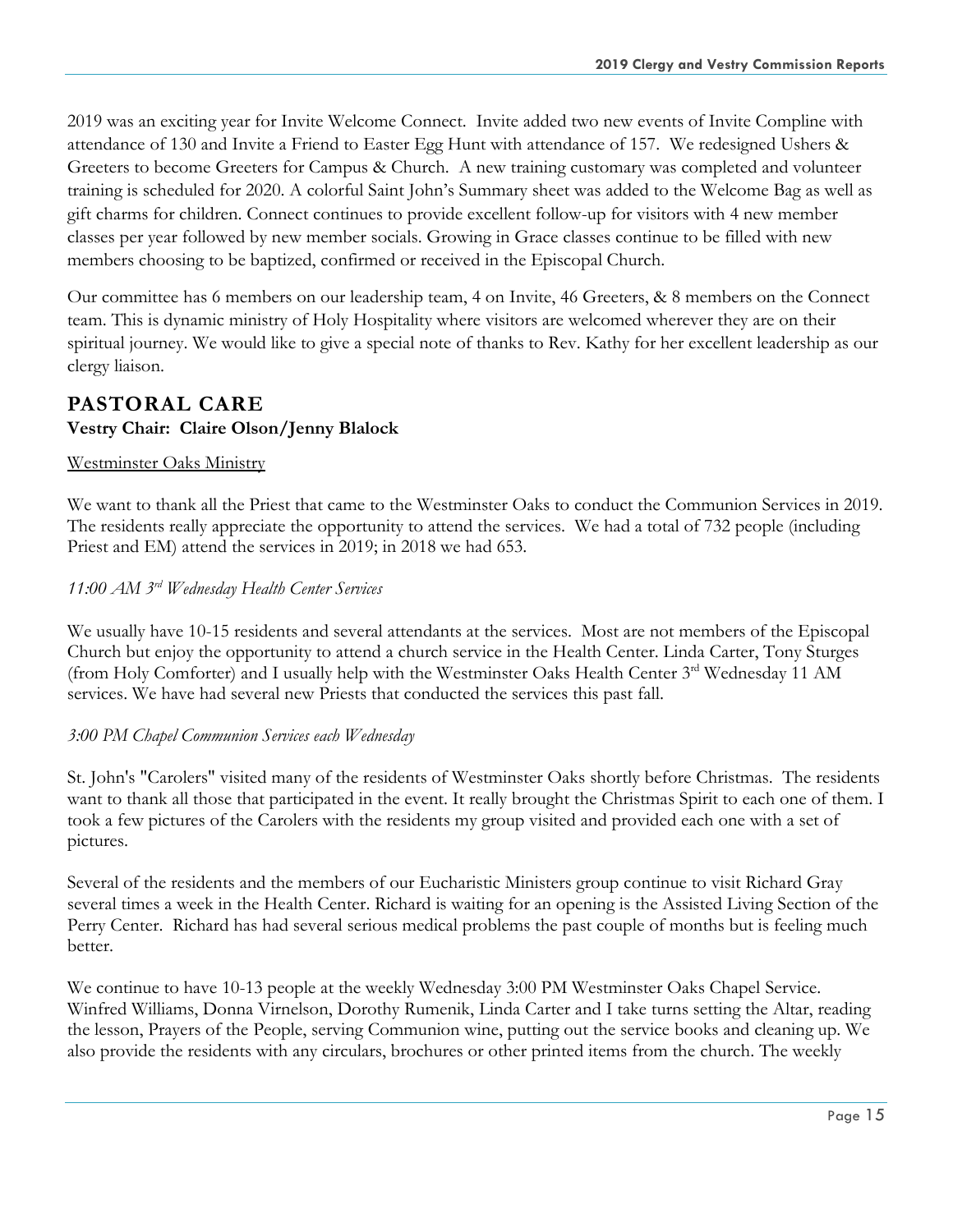2019 was an exciting year for Invite Welcome Connect. Invite added two new events of Invite Compline with attendance of 130 and Invite a Friend to Easter Egg Hunt with attendance of 157. We redesigned Ushers & Greeters to become Greeters for Campus & Church. A new training customary was completed and volunteer training is scheduled for 2020. A colorful Saint John's Summary sheet was added to the Welcome Bag as well as gift charms for children. Connect continues to provide excellent follow-up for visitors with 4 new member classes per year followed by new member socials. Growing in Grace classes continue to be filled with new members choosing to be baptized, confirmed or received in the Episcopal Church.

Our committee has 6 members on our leadership team, 4 on Invite, 46 Greeters, & 8 members on the Connect team. This is dynamic ministry of Holy Hospitality where visitors are welcomed wherever they are on their spiritual journey. We would like to give a special note of thanks to Rev. Kathy for her excellent leadership as our clergy liaison.

## PASTORAL CARE

**Vestry Chair: Claire Olson/Jenny Blalock**

Westminster Oaks Ministry

We want to thank all the Priest that came to the Westminster Oaks to conduct the Communion Services in 2019. The residents really appreciate the opportunity to attend the services. We had a total of 732 people (including Priest and EM) attend the services in 2019; in 2018 we had 653.

*11:00 AM 3rd Wednesday Health Center Services*

We usually have 10-15 residents and several attendants at the services. Most are not members of the Episcopal Church but enjoy the opportunity to attend a church service in the Health Center. Linda Carter, Tony Sturges (from Holy Comforter) and I usually help with the Westminster Oaks Health Center 3rd Wednesday 11 AM services. We have had several new Priests that conducted the services this past fall.

*3:00 PM Chapel Communion Services each Wednesday*

St. John's "Carolers" visited many of the residents of Westminster Oaks shortly before Christmas. The residents want to thank all those that participated in the event. It really brought the Christmas Spirit to each one of them. I took a few pictures of the Carolers with the residents my group visited and provided each one with a set of pictures.

Several of the residents and the members of our Eucharistic Ministers group continue to visit Richard Gray several times a week in the Health Center. Richard is waiting for an opening is the Assisted Living Section of the Perry Center. Richard has had several serious medical problems the past couple of months but is feeling much better.

We continue to have 10-13 people at the weekly Wednesday 3:00 PM Westminster Oaks Chapel Service. Winfred Williams, Donna Virnelson, Dorothy Rumenik, Linda Carter and I take turns setting the Altar, reading the lesson, Prayers of the People, serving Communion wine, putting out the service books and cleaning up. We also provide the residents with any circulars, brochures or other printed items from the church. The weekly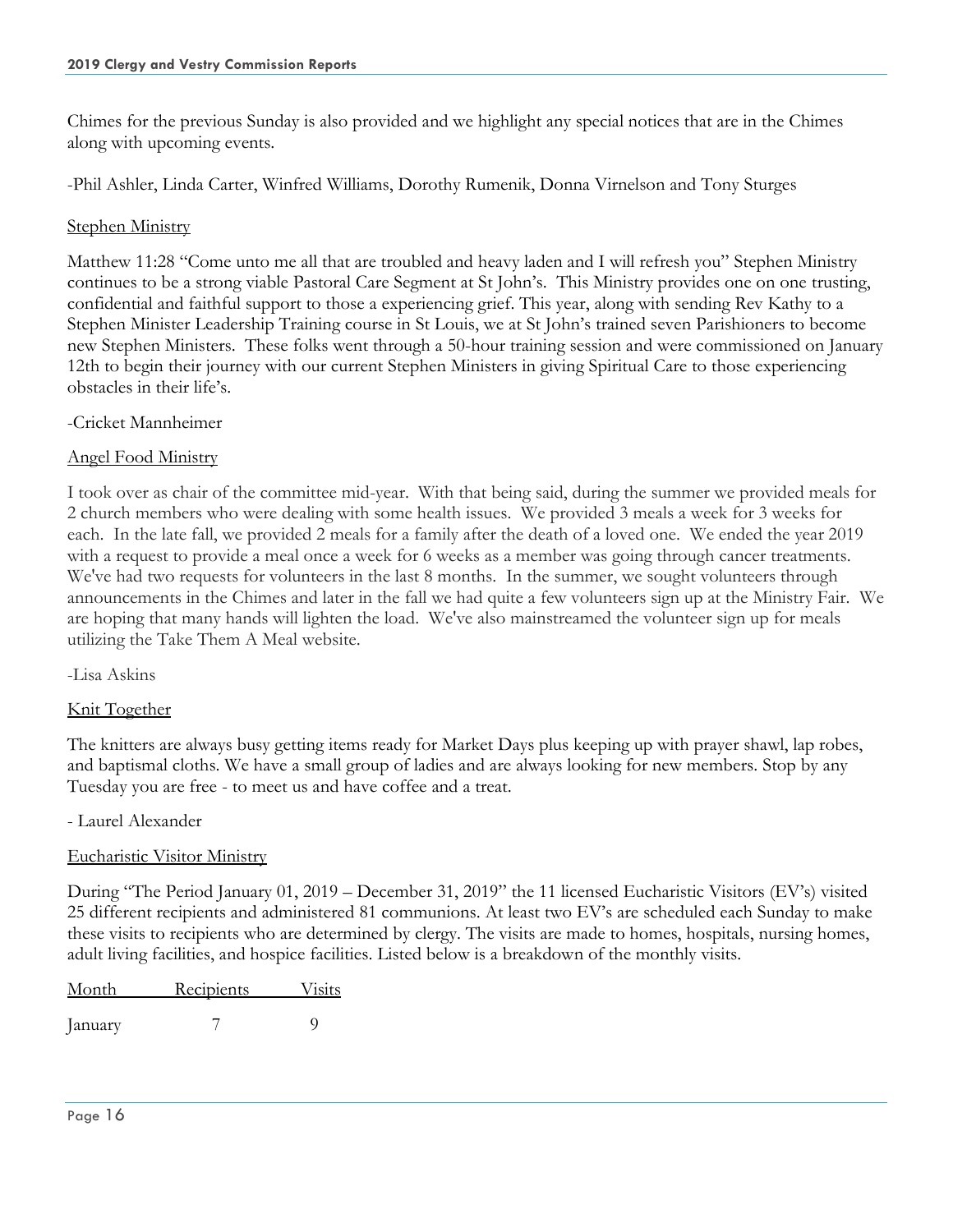Chimes for the previous Sunday is also provided and we highlight any special notices that are in the Chimes along with upcoming events.

-Phil Ashler, Linda Carter, Winfred Williams, Dorothy Rumenik, Donna Virnelson and Tony Sturges

## Stephen Ministry

Matthew 11:28 "Come unto me all that are troubled and heavy laden and I will refresh you" Stephen Ministry continues to be a strong viable Pastoral Care Segment at St John's. This Ministry provides one on one trusting, confidential and faithful support to those a experiencing grief. This year, along with sending Rev Kathy to a Stephen Minister Leadership Training course in St Louis, we at St John's trained seven Parishioners to become new Stephen Ministers. These folks went through a 50-hour training session and were commissioned on January 12th to begin their journey with our current Stephen Ministers in giving Spiritual Care to those experiencing obstacles in their life's.

-Cricket Mannheimer

## Angel Food Ministry

I took over as chair of the committee mid-year. With that being said, during the summer we provided meals for 2 church members who were dealing with some health issues. We provided 3 meals a week for 3 weeks for each. In the late fall, we provided 2 meals for a family after the death of a loved one. We ended the year 2019 with a request to provide a meal once a week for 6 weeks as a member was going through cancer treatments. We've had two requests for volunteers in the last 8 months. In the summer, we sought volunteers through announcements in the Chimes and later in the fall we had quite a few volunteers sign up at the Ministry Fair. We are hoping that many hands will lighten the load. We've also mainstreamed the volunteer sign up for meals utilizing the Take Them A Meal website.

-Lisa Askins

## Knit Together

The knitters are always busy getting items ready for Market Days plus keeping up with prayer shawl, lap robes, and baptismal cloths. We have a small group of ladies and are always looking for new members. Stop by any Tuesday you are free - to meet us and have coffee and a treat.

- Laurel Alexander

## Eucharistic Visitor Ministry

During "The Period January 01, 2019 – December 31, 2019" the 11 licensed Eucharistic Visitors (EV's) visited 25 different recipients and administered 81 communions. At least two EV's are scheduled each Sunday to make these visits to recipients who are determined by clergy. The visits are made to homes, hospitals, nursing homes, adult living facilities, and hospice facilities. Listed below is a breakdown of the monthly visits.

| Month | Recipients | Visits |
|---|---|---|
| January | 7 | 9 |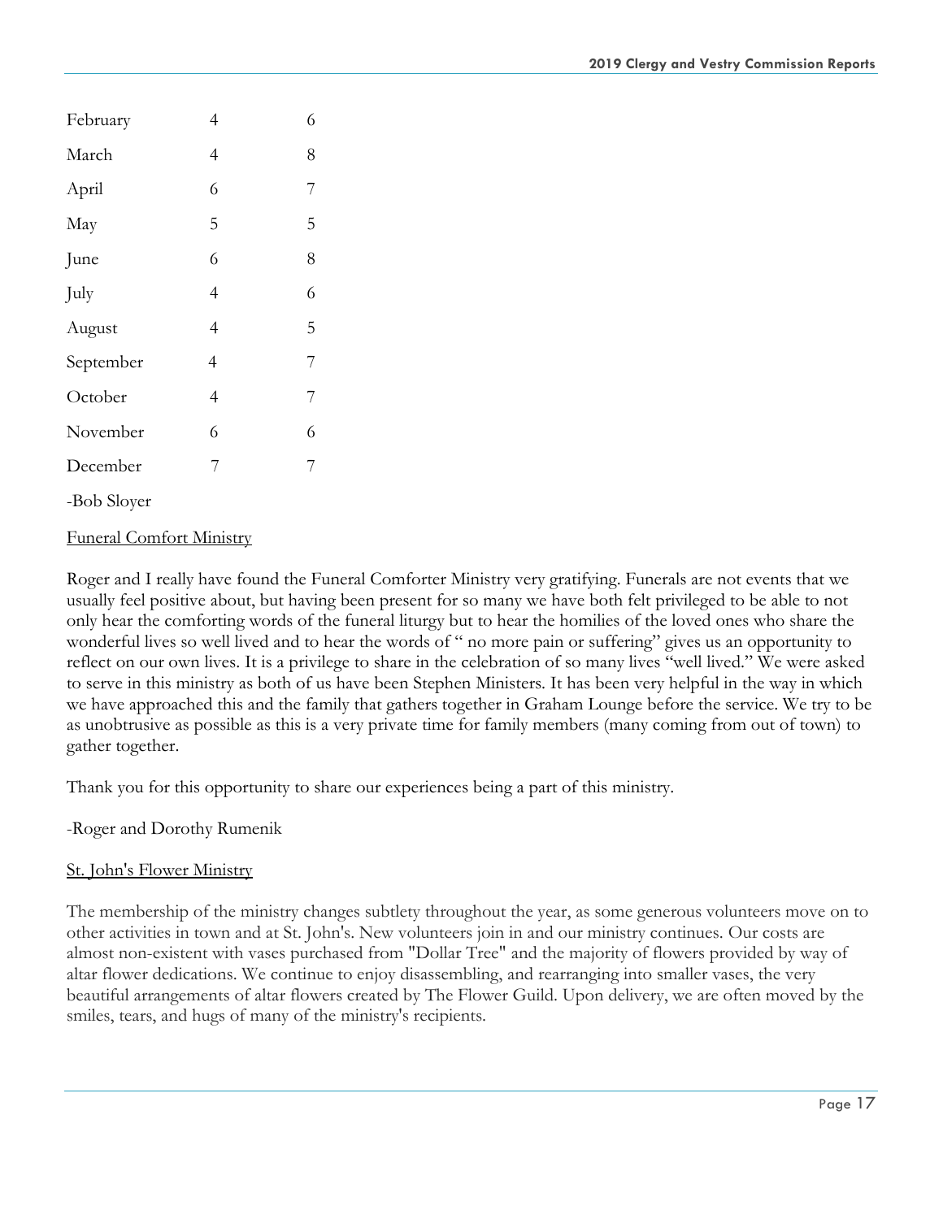| | | |
|---|---|---|
| February | 4 | 6 |
| March | 4 | 8 |
| April | 6 | 7 |
| May | 5 | 5 |
| June | 6 | 8 |
| July | 4 | 6 |
| August | 4 | 5 |
| September | 4 | 7 |
| October | 4 | 7 |
| November | 6 | 6 |
| December | 7 | 7 |

-Bob Sloyer

Funeral Comfort Ministry

Roger and I really have found the Funeral Comforter Ministry very gratifying. Funerals are not events that we usually feel positive about, but having been present for so many we have both felt privileged to be able to not only hear the comforting words of the funeral liturgy but to hear the homilies of the loved ones who share the wonderful lives so well lived and to hear the words of " no more pain or suffering" gives us an opportunity to reflect on our own lives. It is a privilege to share in the celebration of so many lives "well lived." We were asked to serve in this ministry as both of us have been Stephen Ministers. It has been very helpful in the way in which we have approached this and the family that gathers together in Graham Lounge before the service. We try to be as unobtrusive as possible as this is a very private time for family members (many coming from out of town) to gather together.

Thank you for this opportunity to share our experiences being a part of this ministry.

-Roger and Dorothy Rumenik

St. John's Flower Ministry

The membership of the ministry changes subtlety throughout the year, as some generous volunteers move on to other activities in town and at St. John's. New volunteers join in and our ministry continues. Our costs are almost non-existent with vases purchased from "Dollar Tree" and the majority of flowers provided by way of altar flower dedications. We continue to enjoy disassembling, and rearranging into smaller vases, the very beautiful arrangements of altar flowers created by The Flower Guild. Upon delivery, we are often moved by the smiles, tears, and hugs of many of the ministry's recipients.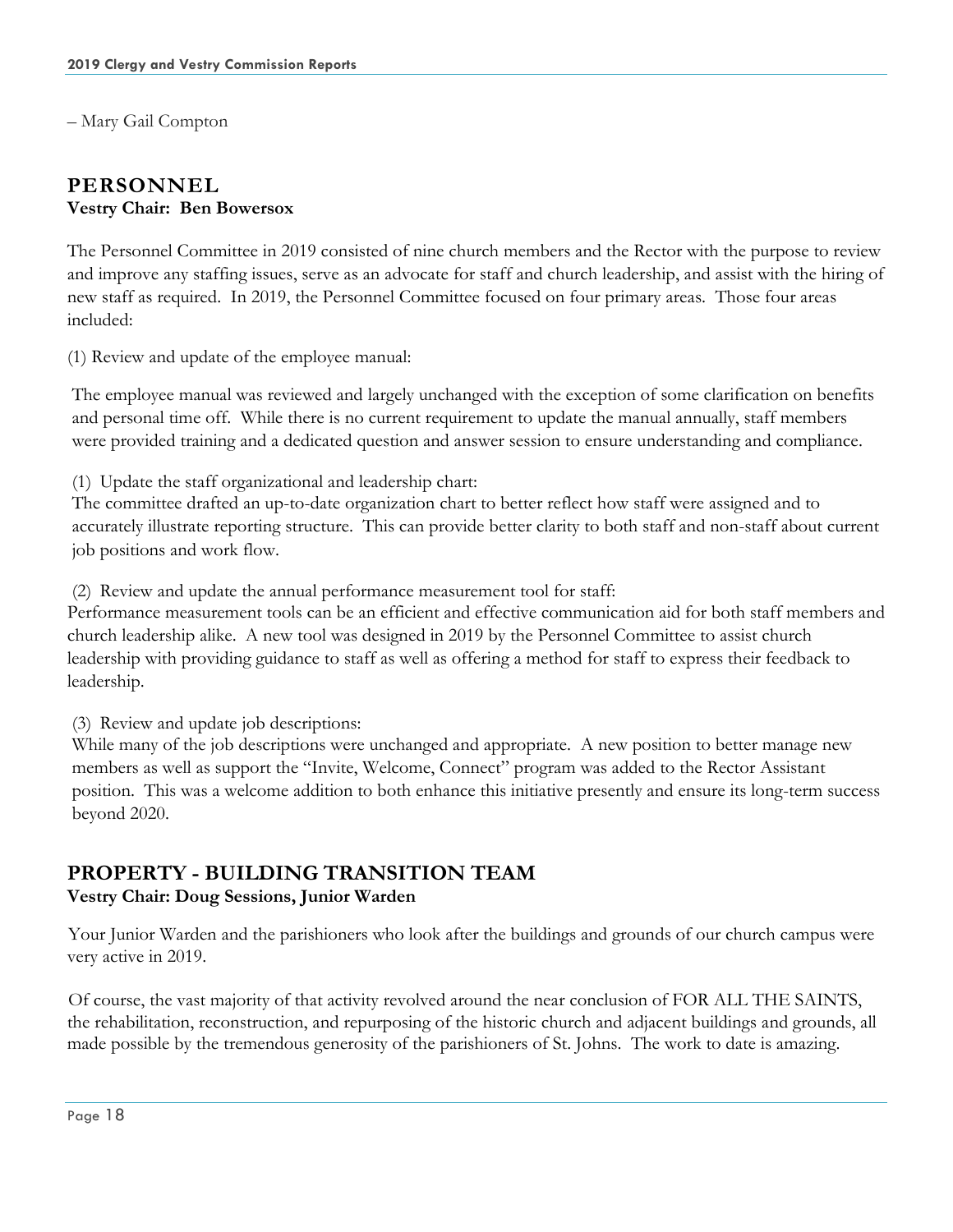– Mary Gail Compton

## PERSONNEL

**Vestry Chair: Ben Bowersox**

The Personnel Committee in 2019 consisted of nine church members and the Rector with the purpose to review and improve any staffing issues, serve as an advocate for staff and church leadership, and assist with the hiring of new staff as required. In 2019, the Personnel Committee focused on four primary areas. Those four areas included:

(1) Review and update of the employee manual:

The employee manual was reviewed and largely unchanged with the exception of some clarification on benefits and personal time off. While there is no current requirement to update the manual annually, staff members were provided training and a dedicated question and answer session to ensure understanding and compliance.

(1) Update the staff organizational and leadership chart:
The committee drafted an up-to-date organization chart to better reflect how staff were assigned and to accurately illustrate reporting structure. This can provide better clarity to both staff and non-staff about current job positions and work flow.

(2) Review and update the annual performance measurement tool for staff:
Performance measurement tools can be an efficient and effective communication aid for both staff members and church leadership alike. A new tool was designed in 2019 by the Personnel Committee to assist church leadership with providing guidance to staff as well as offering a method for staff to express their feedback to leadership.

(3) Review and update job descriptions:
While many of the job descriptions were unchanged and appropriate. A new position to better manage new members as well as support the "Invite, Welcome, Connect" program was added to the Rector Assistant position. This was a welcome addition to both enhance this initiative presently and ensure its long-term success beyond 2020.

## PROPERTY - BUILDING TRANSITION TEAM

**Vestry Chair: Doug Sessions, Junior Warden**

Your Junior Warden and the parishioners who look after the buildings and grounds of our church campus were very active in 2019.

Of course, the vast majority of that activity revolved around the near conclusion of FOR ALL THE SAINTS, the rehabilitation, reconstruction, and repurposing of the historic church and adjacent buildings and grounds, all made possible by the tremendous generosity of the parishioners of St. Johns. The work to date is amazing.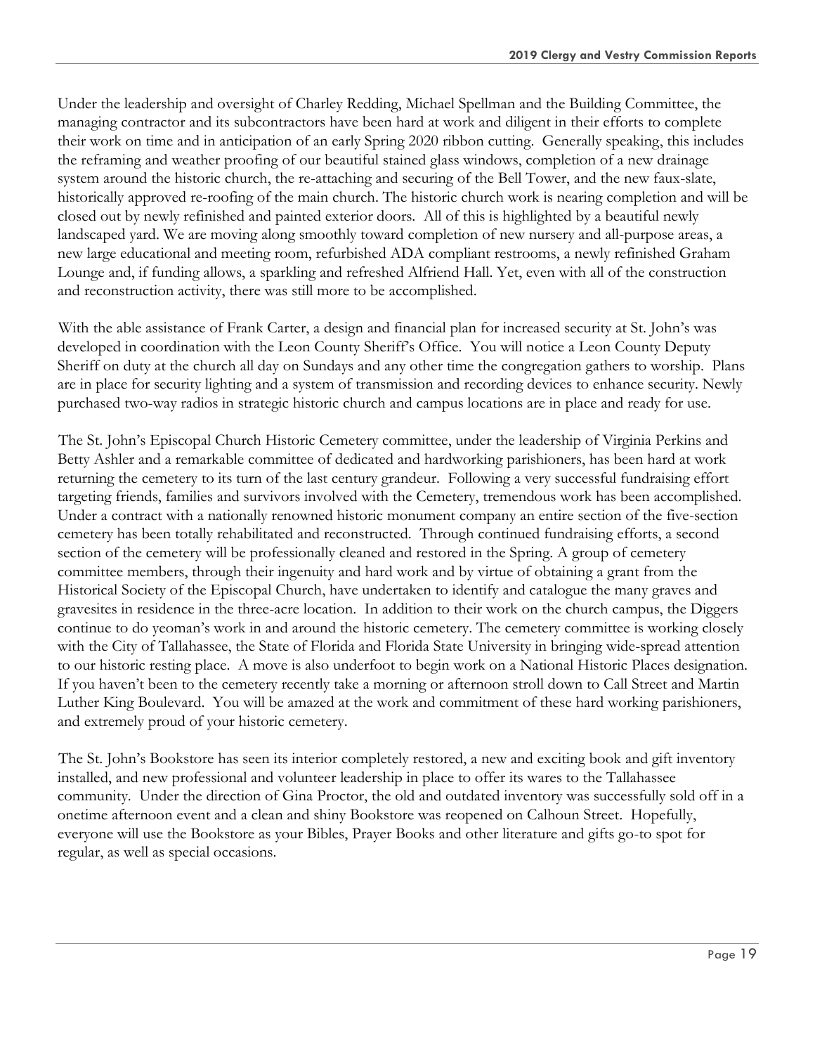Under the leadership and oversight of Charley Redding, Michael Spellman and the Building Committee, the managing contractor and its subcontractors have been hard at work and diligent in their efforts to complete their work on time and in anticipation of an early Spring 2020 ribbon cutting. Generally speaking, this includes the reframing and weather proofing of our beautiful stained glass windows, completion of a new drainage system around the historic church, the re-attaching and securing of the Bell Tower, and the new faux-slate, historically approved re-roofing of the main church. The historic church work is nearing completion and will be closed out by newly refinished and painted exterior doors. All of this is highlighted by a beautiful newly landscaped yard. We are moving along smoothly toward completion of new nursery and all-purpose areas, a new large educational and meeting room, refurbished ADA compliant restrooms, a newly refinished Graham Lounge and, if funding allows, a sparkling and refreshed Alfriend Hall. Yet, even with all of the construction and reconstruction activity, there was still more to be accomplished.

With the able assistance of Frank Carter, a design and financial plan for increased security at St. John's was developed in coordination with the Leon County Sheriff's Office. You will notice a Leon County Deputy Sheriff on duty at the church all day on Sundays and any other time the congregation gathers to worship. Plans are in place for security lighting and a system of transmission and recording devices to enhance security. Newly purchased two-way radios in strategic historic church and campus locations are in place and ready for use.

The St. John's Episcopal Church Historic Cemetery committee, under the leadership of Virginia Perkins and Betty Ashler and a remarkable committee of dedicated and hardworking parishioners, has been hard at work returning the cemetery to its turn of the last century grandeur. Following a very successful fundraising effort targeting friends, families and survivors involved with the Cemetery, tremendous work has been accomplished. Under a contract with a nationally renowned historic monument company an entire section of the five-section cemetery has been totally rehabilitated and reconstructed. Through continued fundraising efforts, a second section of the cemetery will be professionally cleaned and restored in the Spring. A group of cemetery committee members, through their ingenuity and hard work and by virtue of obtaining a grant from the Historical Society of the Episcopal Church, have undertaken to identify and catalogue the many graves and gravesites in residence in the three-acre location. In addition to their work on the church campus, the Diggers continue to do yeoman's work in and around the historic cemetery. The cemetery committee is working closely with the City of Tallahassee, the State of Florida and Florida State University in bringing wide-spread attention to our historic resting place. A move is also underfoot to begin work on a National Historic Places designation. If you haven't been to the cemetery recently take a morning or afternoon stroll down to Call Street and Martin Luther King Boulevard. You will be amazed at the work and commitment of these hard working parishioners, and extremely proud of your historic cemetery.

The St. John's Bookstore has seen its interior completely restored, a new and exciting book and gift inventory installed, and new professional and volunteer leadership in place to offer its wares to the Tallahassee community. Under the direction of Gina Proctor, the old and outdated inventory was successfully sold off in a onetime afternoon event and a clean and shiny Bookstore was reopened on Calhoun Street. Hopefully, everyone will use the Bookstore as your Bibles, Prayer Books and other literature and gifts go-to spot for regular, as well as special occasions.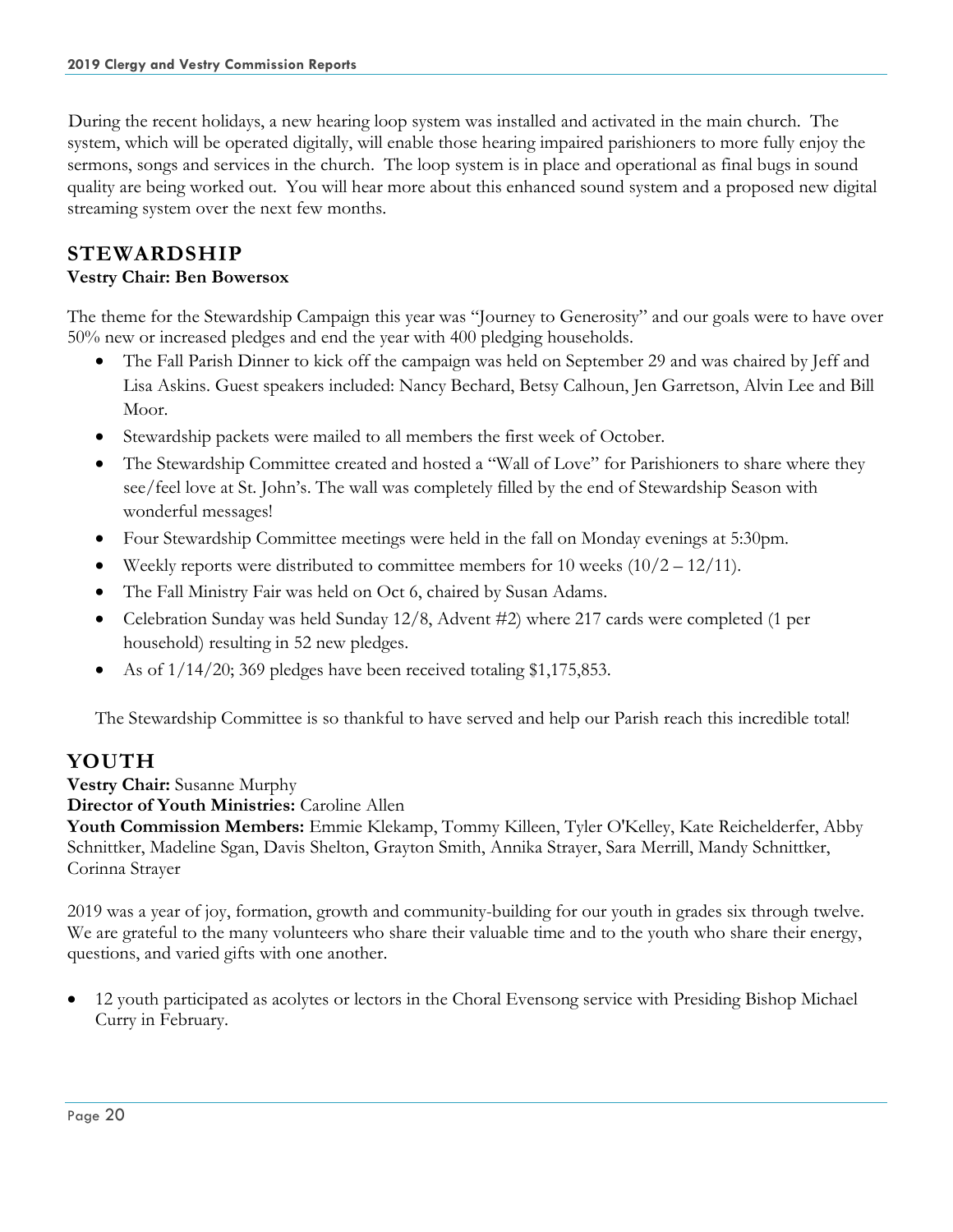During the recent holidays, a new hearing loop system was installed and activated in the main church. The system, which will be operated digitally, will enable those hearing impaired parishioners to more fully enjoy the sermons, songs and services in the church. The loop system is in place and operational as final bugs in sound quality are being worked out. You will hear more about this enhanced sound system and a proposed new digital streaming system over the next few months.

## STEWARDSHIP

**Vestry Chair: Ben Bowersox**

The theme for the Stewardship Campaign this year was "Journey to Generosity" and our goals were to have over 50% new or increased pledges and end the year with 400 pledging households.

- The Fall Parish Dinner to kick off the campaign was held on September 29 and was chaired by Jeff and Lisa Askins. Guest speakers included: Nancy Bechard, Betsy Calhoun, Jen Garretson, Alvin Lee and Bill Moor.
- Stewardship packets were mailed to all members the first week of October.
- The Stewardship Committee created and hosted a "Wall of Love" for Parishioners to share where they see/feel love at St. John's. The wall was completely filled by the end of Stewardship Season with wonderful messages!
- Four Stewardship Committee meetings were held in the fall on Monday evenings at 5:30pm.
- Weekly reports were distributed to committee members for 10 weeks (10/2 – 12/11).
- The Fall Ministry Fair was held on Oct 6, chaired by Susan Adams.
- Celebration Sunday was held Sunday 12/8, Advent #2) where 217 cards were completed (1 per household) resulting in 52 new pledges.
- As of 1/14/20; 369 pledges have been received totaling $1,175,853.

The Stewardship Committee is so thankful to have served and help our Parish reach this incredible total!

## YOUTH

**Vestry Chair:** Susanne Murphy
**Director of Youth Ministries:** Caroline Allen
**Youth Commission Members:** Emmie Klekamp, Tommy Killeen, Tyler O'Kelley, Kate Reichelderfer, Abby Schnittker, Madeline Sgan, Davis Shelton, Grayton Smith, Annika Strayer, Sara Merrill, Mandy Schnittker, Corinna Strayer

2019 was a year of joy, formation, growth and community-building for our youth in grades six through twelve. We are grateful to the many volunteers who share their valuable time and to the youth who share their energy, questions, and varied gifts with one another.

- 12 youth participated as acolytes or lectors in the Choral Evensong service with Presiding Bishop Michael Curry in February.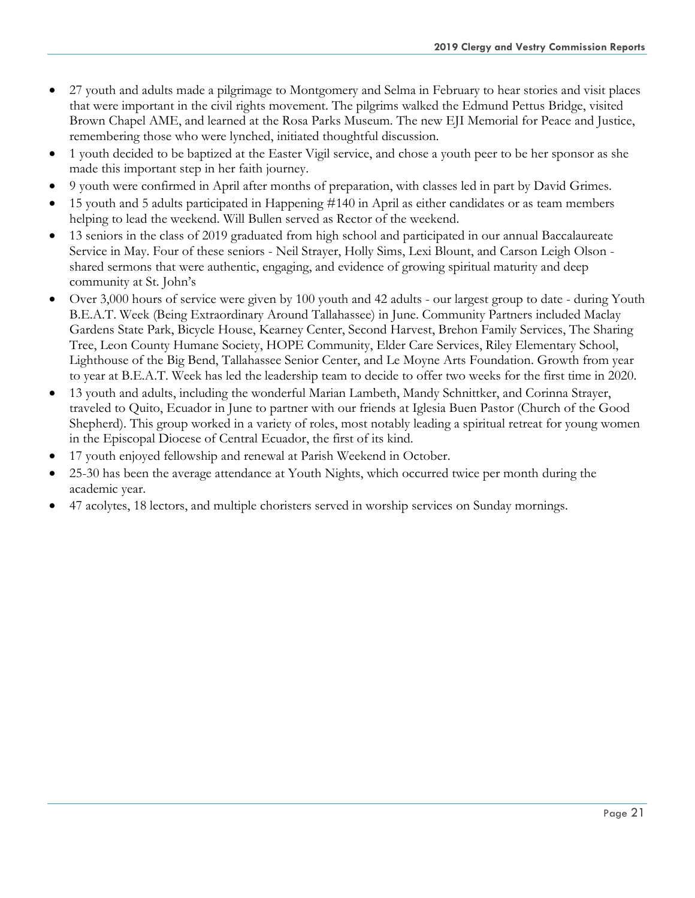- 27 youth and adults made a pilgrimage to Montgomery and Selma in February to hear stories and visit places that were important in the civil rights movement. The pilgrims walked the Edmund Pettus Bridge, visited Brown Chapel AME, and learned at the Rosa Parks Museum. The new EJI Memorial for Peace and Justice, remembering those who were lynched, initiated thoughtful discussion.
- 1 youth decided to be baptized at the Easter Vigil service, and chose a youth peer to be her sponsor as she made this important step in her faith journey.
- 9 youth were confirmed in April after months of preparation, with classes led in part by David Grimes.
- 15 youth and 5 adults participated in Happening #140 in April as either candidates or as team members helping to lead the weekend. Will Bullen served as Rector of the weekend.
- 13 seniors in the class of 2019 graduated from high school and participated in our annual Baccalaureate Service in May. Four of these seniors - Neil Strayer, Holly Sims, Lexi Blount, and Carson Leigh Olson - shared sermons that were authentic, engaging, and evidence of growing spiritual maturity and deep community at St. John's
- Over 3,000 hours of service were given by 100 youth and 42 adults - our largest group to date - during Youth B.E.A.T. Week (Being Extraordinary Around Tallahassee) in June. Community Partners included Maclay Gardens State Park, Bicycle House, Kearney Center, Second Harvest, Brehon Family Services, The Sharing Tree, Leon County Humane Society, HOPE Community, Elder Care Services, Riley Elementary School, Lighthouse of the Big Bend, Tallahassee Senior Center, and Le Moyne Arts Foundation. Growth from year to year at B.E.A.T. Week has led the leadership team to decide to offer two weeks for the first time in 2020.
- 13 youth and adults, including the wonderful Marian Lambeth, Mandy Schnittker, and Corinna Strayer, traveled to Quito, Ecuador in June to partner with our friends at Iglesia Buen Pastor (Church of the Good Shepherd). This group worked in a variety of roles, most notably leading a spiritual retreat for young women in the Episcopal Diocese of Central Ecuador, the first of its kind.
- 17 youth enjoyed fellowship and renewal at Parish Weekend in October.
- 25-30 has been the average attendance at Youth Nights, which occurred twice per month during the academic year.
- 47 acolytes, 18 lectors, and multiple choristers served in worship services on Sunday mornings.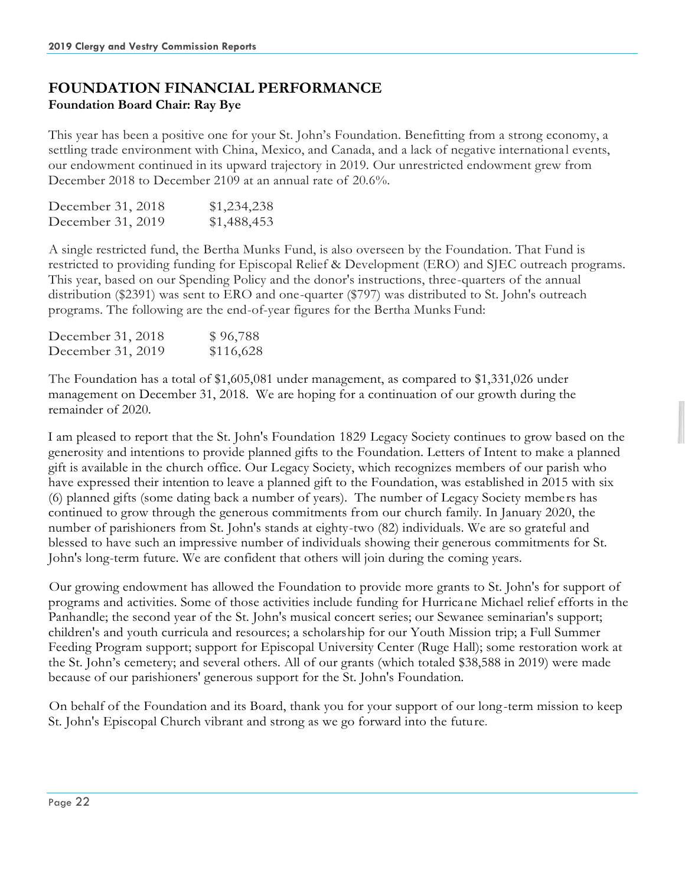## FOUNDATION FINANCIAL PERFORMANCE

**Foundation Board Chair: Ray Bye**

This year has been a positive one for your St. John's Foundation. Benefitting from a strong economy, a settling trade environment with China, Mexico, and Canada, and a lack of negative international events, our endowment continued in its upward trajectory in 2019. Our unrestricted endowment grew from December 2018 to December 2109 at an annual rate of 20.6%.

| | |
|---|---|
| December 31, 2018 | $1,234,238 |
| December 31, 2019 | $1,488,453 |

A single restricted fund, the Bertha Munks Fund, is also overseen by the Foundation. That Fund is restricted to providing funding for Episcopal Relief & Development (ERO) and SJEC outreach programs. This year, based on our Spending Policy and the donor's instructions, three-quarters of the annual distribution ($2391) was sent to ERO and one-quarter ($797) was distributed to St. John's outreach programs. The following are the end-of-year figures for the Bertha Munks Fund:

| | |
|---|---|
| December 31, 2018 | $ 96,788 |
| December 31, 2019 | $116,628 |

The Foundation has a total of $1,605,081 under management, as compared to $1,331,026 under management on December 31, 2018. We are hoping for a continuation of our growth during the remainder of 2020.

I am pleased to report that the St. John's Foundation 1829 Legacy Society continues to grow based on the generosity and intentions to provide planned gifts to the Foundation. Letters of Intent to make a planned gift is available in the church office. Our Legacy Society, which recognizes members of our parish who have expressed their intention to leave a planned gift to the Foundation, was established in 2015 with six (6) planned gifts (some dating back a number of years). The number of Legacy Society members has continued to grow through the generous commitments from our church family. In January 2020, the number of parishioners from St. John's stands at eighty-two (82) individuals. We are so grateful and blessed to have such an impressive number of individuals showing their generous commitments for St. John's long-term future. We are confident that others will join during the coming years.

Our growing endowment has allowed the Foundation to provide more grants to St. John's for support of programs and activities. Some of those activities include funding for Hurricane Michael relief efforts in the Panhandle; the second year of the St. John's musical concert series; our Sewanee seminarian's support; children's and youth curricula and resources; a scholarship for our Youth Mission trip; a Full Summer Feeding Program support; support for Episcopal University Center (Ruge Hall); some restoration work at the St. John's cemetery; and several others. All of our grants (which totaled $38,588 in 2019) were made because of our parishioners' generous support for the St. John's Foundation.

On behalf of the Foundation and its Board, thank you for your support of our long-term mission to keep St. John's Episcopal Church vibrant and strong as we go forward into the future.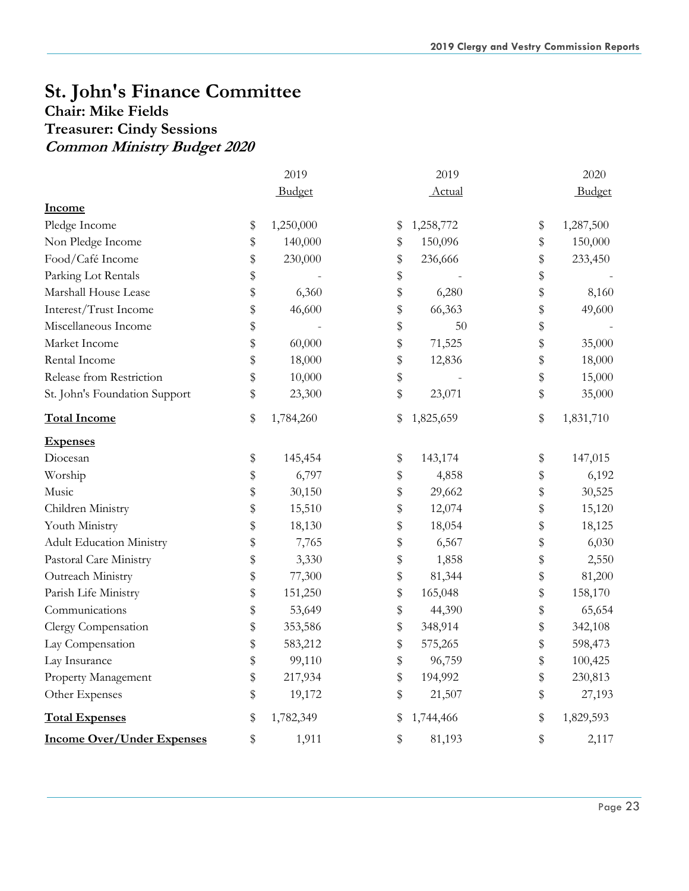# St. John's Finance Committee

## Chair: Mike Fields

## Treasurer: Cindy Sessions

### *Common Ministry Budget 2020*

| | 2019 Budget | 2019 Actual | 2020 Budget |
|---|---|---|---|
| **Income** | | | |
| Pledge Income | $ 1,250,000 | $ 1,258,772 | $ 1,287,500 |
| Non Pledge Income | $ 140,000 | $ 150,096 | $ 150,000 |
| Food/Café Income | $ 230,000 | $ 236,666 | $ 233,450 |
| Parking Lot Rentals | $ - | $ - | $ - |
| Marshall House Lease | $ 6,360 | $ 6,280 | $ 8,160 |
| Interest/Trust Income | $ 46,600 | $ 66,363 | $ 49,600 |
| Miscellaneous Income | $ - | $ 50 | $ - |
| Market Income | $ 60,000 | $ 71,525 | $ 35,000 |
| Rental Income | $ 18,000 | $ 12,836 | $ 18,000 |
| Release from Restriction | $ 10,000 | $ - | $ 15,000 |
| St. John's Foundation Support | $ 23,300 | $ 23,071 | $ 35,000 |
| **Total Income** | $ 1,784,260 | $ 1,825,659 | $ 1,831,710 |
| **Expenses** | | | |
| Diocesan | $ 145,454 | $ 143,174 | $ 147,015 |
| Worship | $ 6,797 | $ 4,858 | $ 6,192 |
| Music | $ 30,150 | $ 29,662 | $ 30,525 |
| Children Ministry | $ 15,510 | $ 12,074 | $ 15,120 |
| Youth Ministry | $ 18,130 | $ 18,054 | $ 18,125 |
| Adult Education Ministry | $ 7,765 | $ 6,567 | $ 6,030 |
| Pastoral Care Ministry | $ 3,330 | $ 1,858 | $ 2,550 |
| Outreach Ministry | $ 77,300 | $ 81,344 | $ 81,200 |
| Parish Life Ministry | $ 151,250 | $ 165,048 | $ 158,170 |
| Communications | $ 53,649 | $ 44,390 | $ 65,654 |
| Clergy Compensation | $ 353,586 | $ 348,914 | $ 342,108 |
| Lay Compensation | $ 583,212 | $ 575,265 | $ 598,473 |
| Lay Insurance | $ 99,110 | $ 96,759 | $ 100,425 |
| Property Management | $ 217,934 | $ 194,992 | $ 230,813 |
| Other Expenses | $ 19,172 | $ 21,507 | $ 27,193 |
| **Total Expenses** | $ 1,782,349 | $ 1,744,466 | $ 1,829,593 |
| **Income Over/Under Expenses** | $ 1,911 | $ 81,193 | $ 2,117 |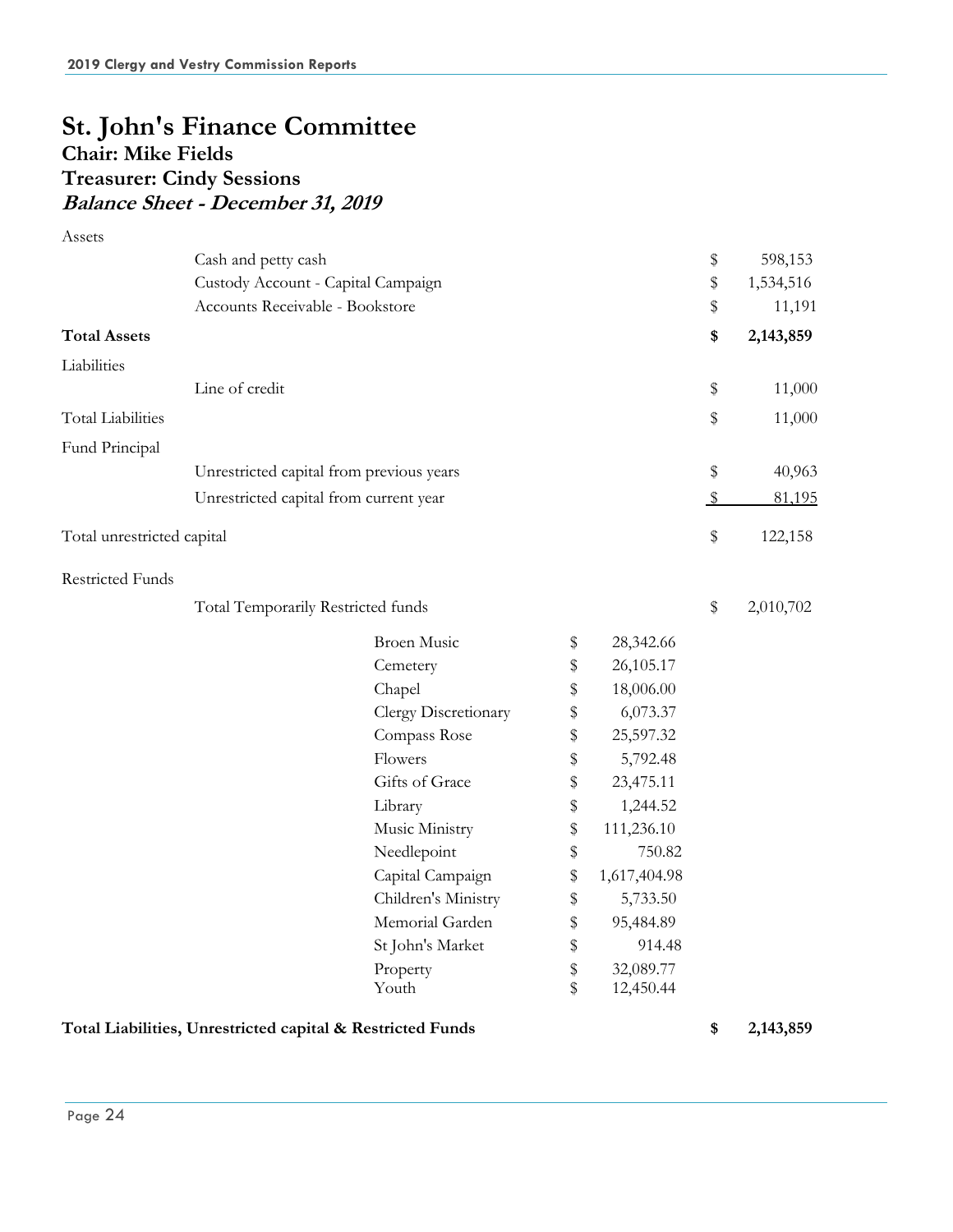# St. John's Finance Committee

## Chair: Mike Fields

## Treasurer: Cindy Sessions

### *Balance Sheet - December 31, 2019*

| | | | |
|---|---|---|---|
| Assets | | | |
| | Cash and petty cash | | $ 598,153 |
| | Custody Account - Capital Campaign | | $ 1,534,516 |
| | Accounts Receivable - Bookstore | | $ 11,191 |
| **Total Assets** | | | **$ 2,143,859** |
| Liabilities | | | |
| | Line of credit | | $ 11,000 |
| Total Liabilities | | | $ 11,000 |
| Fund Principal | | | |
| | Unrestricted capital from previous years | | $ 40,963 |
| | Unrestricted capital from current year | | $ 81,195 |
| Total unrestricted capital | | | $ 122,158 |
| Restricted Funds | | | |
| | Total Temporarily Restricted funds | | $ 2,010,702 |
| | Broen Music | $ 28,342.66 | |
| | Cemetery | $ 26,105.17 | |
| | Chapel | $ 18,006.00 | |
| | Clergy Discretionary | $ 6,073.37 | |
| | Compass Rose | $ 25,597.32 | |
| | Flowers | $ 5,792.48 | |
| | Gifts of Grace | $ 23,475.11 | |
| | Library | $ 1,244.52 | |
| | Music Ministry | $ 111,236.10 | |
| | Needlepoint | $ 750.82 | |
| | Capital Campaign | $ 1,617,404.98 | |
| | Children's Ministry | $ 5,733.50 | |
| | Memorial Garden | $ 95,484.89 | |
| | St John's Market | $ 914.48 | |
| | Property | $ 32,089.77 | |
| | Youth | $ 12,450.44 | |
| **Total Liabilities, Unrestricted capital & Restricted Funds** | | | **$ 2,143,859** |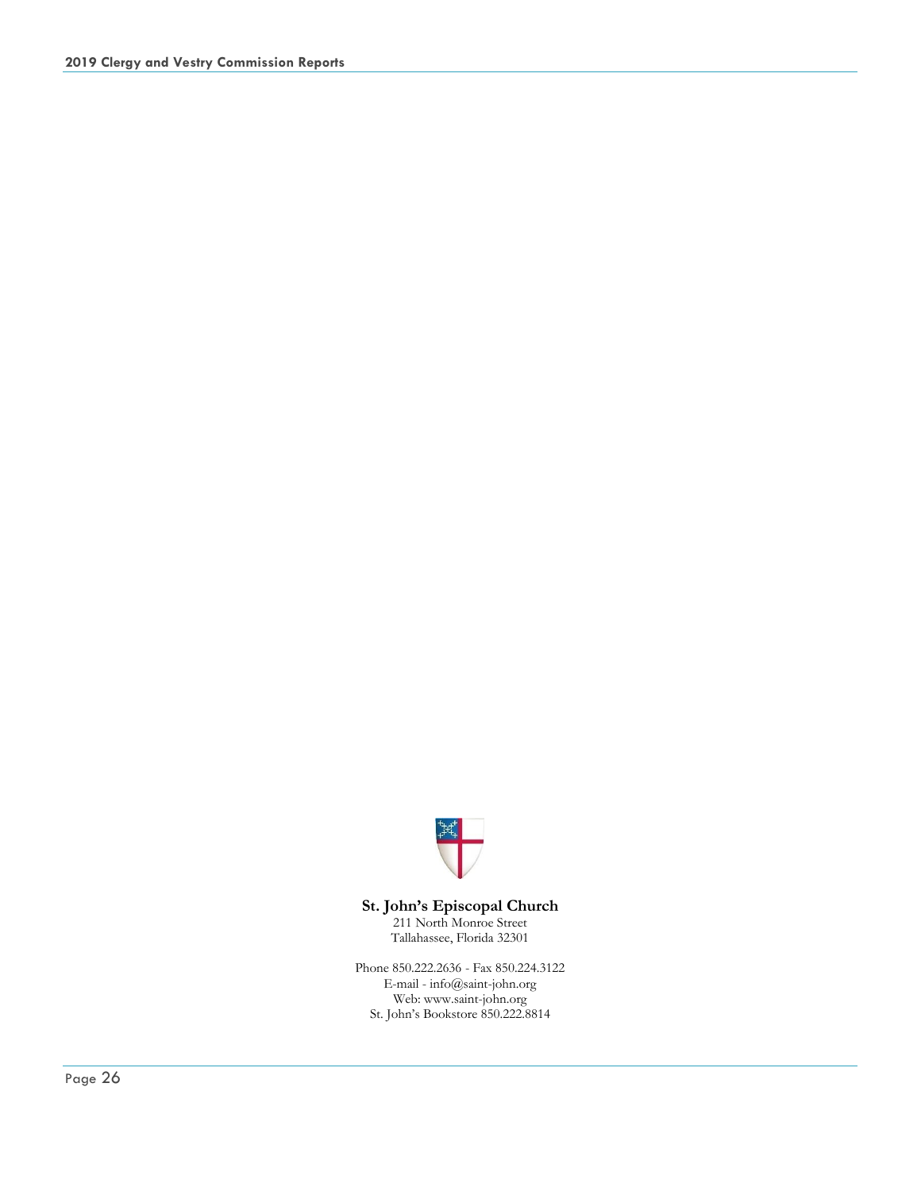**St. John's Episcopal Church**

211 North Monroe Street
Tallahassee, Florida 32301

Phone 850.222.2636 - Fax 850.224.3122
E-mail - info@saint-john.org
Web: www.saint-john.org
St. John's Bookstore 850.222.8814